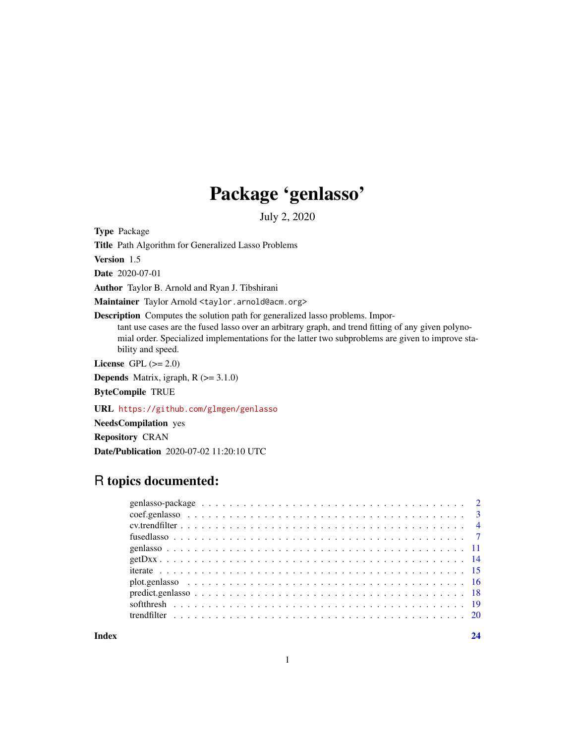# Package 'genlasso'

July 2, 2020

**Type** Package

**Title** Path Algorithm for Generalized Lasso Problems

**Version** 1.5

**Date** 2020-07-01

**Author** Taylor B. Arnold and Ryan J. Tibshirani

**Maintainer** Taylor Arnold <taylor.arnold@acm.org>

**Description** Computes the solution path for generalized lasso problems. Important use cases are the fused lasso over an arbitrary graph, and trend fitting of any given polynomial order. Specialized implementations for the latter two subproblems are given to improve stability and speed.

**License** GPL (>= 2.0)

**Depends** Matrix, igraph, R (>= 3.1.0)

**ByteCompile** TRUE

**URL** https://github.com/glmgen/genlasso

**NeedsCompilation** yes

**Repository** CRAN

**Date/Publication** 2020-07-02 11:20:10 UTC

## R topics documented:

| | |
|---|---|
| genlasso-package | 2 |
| coef.genlasso | 3 |
| cv.trendfilter | 4 |
| fusedlasso | 7 |
| genlasso | 11 |
| getDxx | 14 |
| iterate | 15 |
| plot.genlasso | 16 |
| predict.genlasso | 18 |
| softthresh | 19 |
| trendfilter | 20 |
| **Index** | **24** |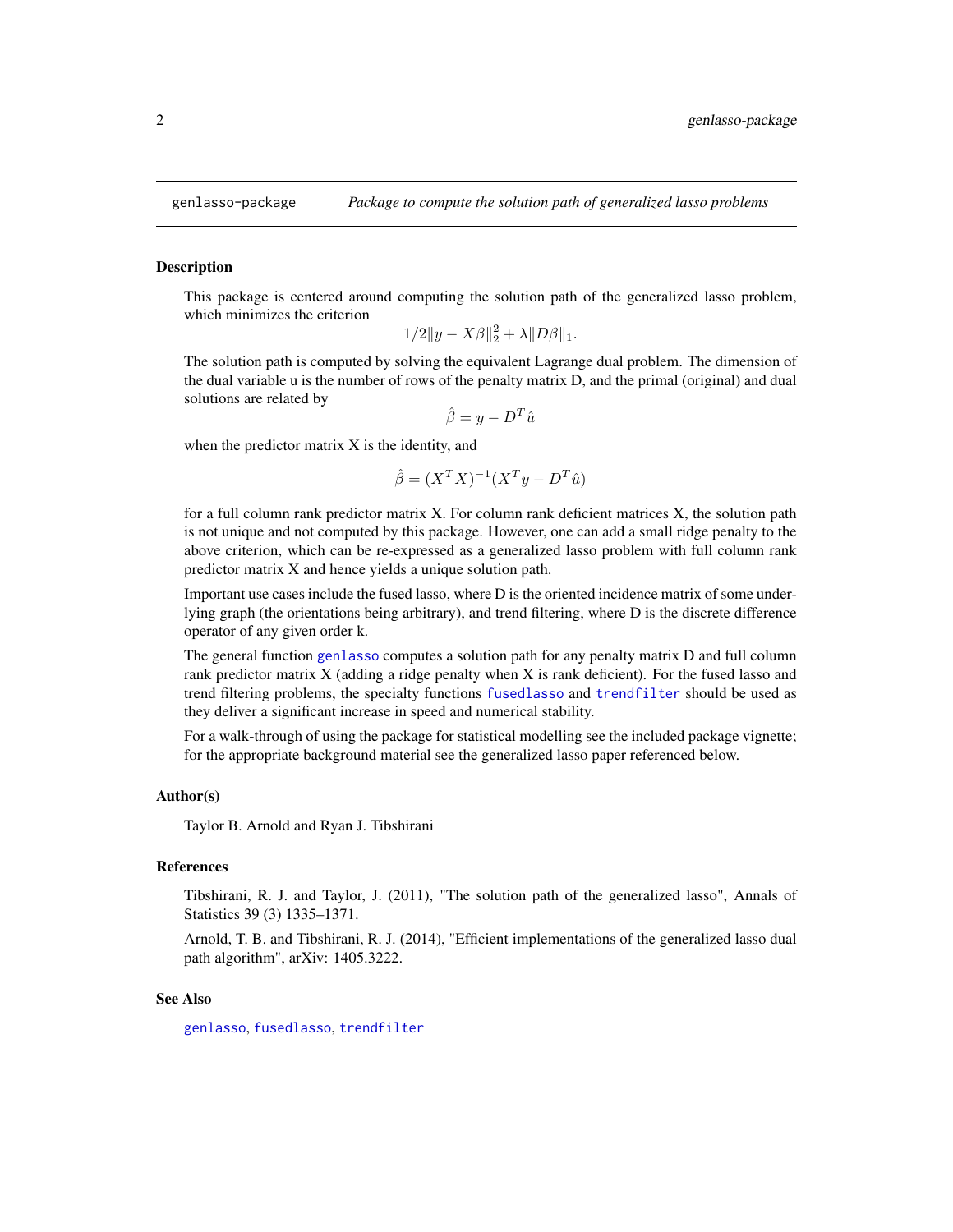`genlasso-package` *Package to compute the solution path of generalized lasso problems*

## Description

This package is centered around computing the solution path of the generalized lasso problem, which minimizes the criterion

$$1/2\|y - X\beta\|_2^2 + \lambda\|D\beta\|_1.$$

The solution path is computed by solving the equivalent Lagrange dual problem. The dimension of the dual variable u is the number of rows of the penalty matrix D, and the primal (original) and dual solutions are related by

$$\hat{\beta} = y - D^T\hat{u}$$

when the predictor matrix X is the identity, and

$$\hat{\beta} = (X^TX)^{-1}(X^Ty - D^T\hat{u})$$

for a full column rank predictor matrix X. For column rank deficient matrices X, the solution path is not unique and not computed by this package. However, one can add a small ridge penalty to the above criterion, which can be re-expressed as a generalized lasso problem with full column rank predictor matrix X and hence yields a unique solution path.

Important use cases include the fused lasso, where D is the oriented incidence matrix of some underlying graph (the orientations being arbitrary), and trend filtering, where D is the discrete difference operator of any given order k.

The general function `genlasso` computes a solution path for any penalty matrix D and full column rank predictor matrix X (adding a ridge penalty when X is rank deficient). For the fused lasso and trend filtering problems, the specialty functions `fusedlasso` and `trendfilter` should be used as they deliver a significant increase in speed and numerical stability.

For a walk-through of using the package for statistical modelling see the included package vignette; for the appropriate background material see the generalized lasso paper referenced below.

## Author(s)

Taylor B. Arnold and Ryan J. Tibshirani

## References

Tibshirani, R. J. and Taylor, J. (2011), "The solution path of the generalized lasso", Annals of Statistics 39 (3) 1335–1371.

Arnold, T. B. and Tibshirani, R. J. (2014), "Efficient implementations of the generalized lasso dual path algorithm", arXiv: 1405.3222.

## See Also

`genlasso`, `fusedlasso`, `trendfilter`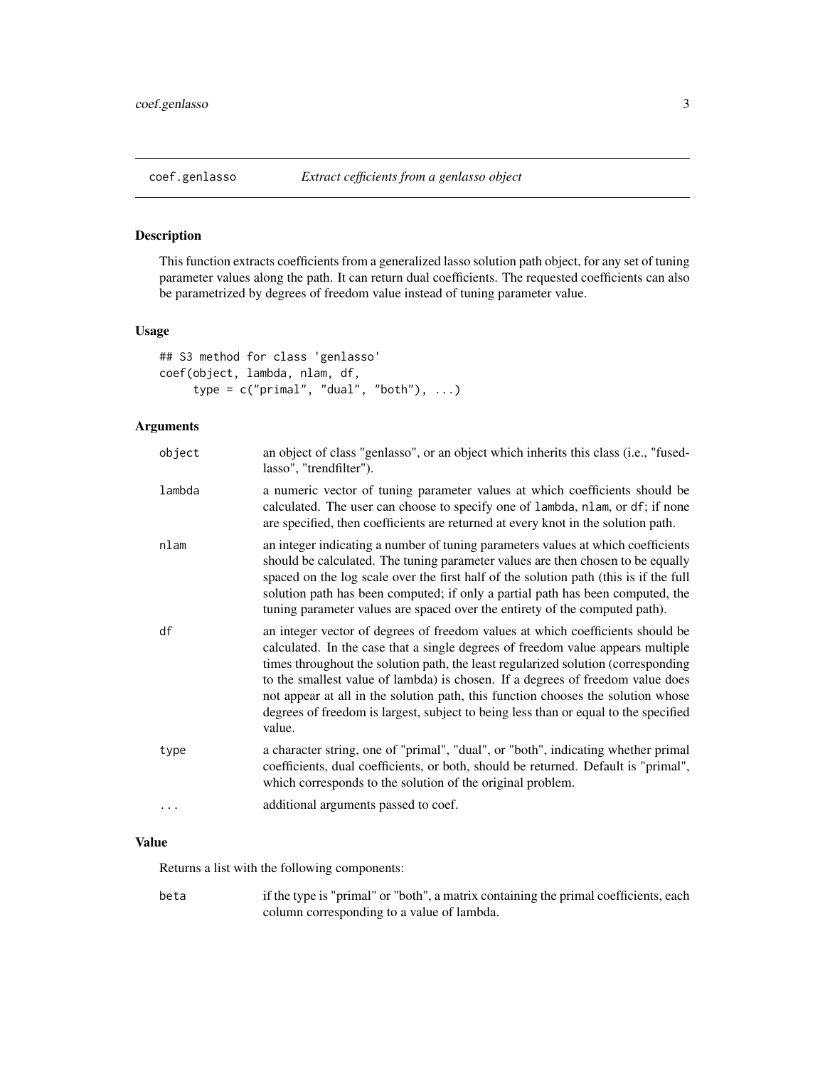## coef.genlasso — *Extract cefficients from a genlasso object*

### Description

This function extracts coefficients from a generalized lasso solution path object, for any set of tuning parameter values along the path. It can return dual coefficients. The requested coefficients can also be parametrized by degrees of freedom value instead of tuning parameter value.

### Usage

```
## S3 method for class 'genlasso'
coef(object, lambda, nlam, df,
     type = c("primal", "dual", "both"), ...)
```

### Arguments

- `object` — an object of class "genlasso", or an object which inherits this class (i.e., "fusedlasso", "trendfilter").
- `lambda` — a numeric vector of tuning parameter values at which coefficients should be calculated. The user can choose to specify one of `lambda`, `nlam`, or `df`; if none are specified, then coefficients are returned at every knot in the solution path.
- `nlam` — an integer indicating a number of tuning parameters values at which coefficients should be calculated. The tuning parameter values are then chosen to be equally spaced on the log scale over the first half of the solution path (this is if the full solution path has been computed; if only a partial path has been computed, the tuning parameter values are spaced over the entirety of the computed path).
- `df` — an integer vector of degrees of freedom values at which coefficients should be calculated. In the case that a single degrees of freedom value appears multiple times throughout the solution path, the least regularized solution (corresponding to the smallest value of lambda) is chosen. If a degrees of freedom value does not appear at all in the solution path, this function chooses the solution whose degrees of freedom is largest, subject to being less than or equal to the specified value.
- `type` — a character string, one of "primal", "dual", or "both", indicating whether primal coefficients, dual coefficients, or both, should be returned. Default is "primal", which corresponds to the solution of the original problem.
- `...` — additional arguments passed to coef.

### Value

Returns a list with the following components:

- `beta` — if the type is "primal" or "both", a matrix containing the primal coefficients, each column corresponding to a value of lambda.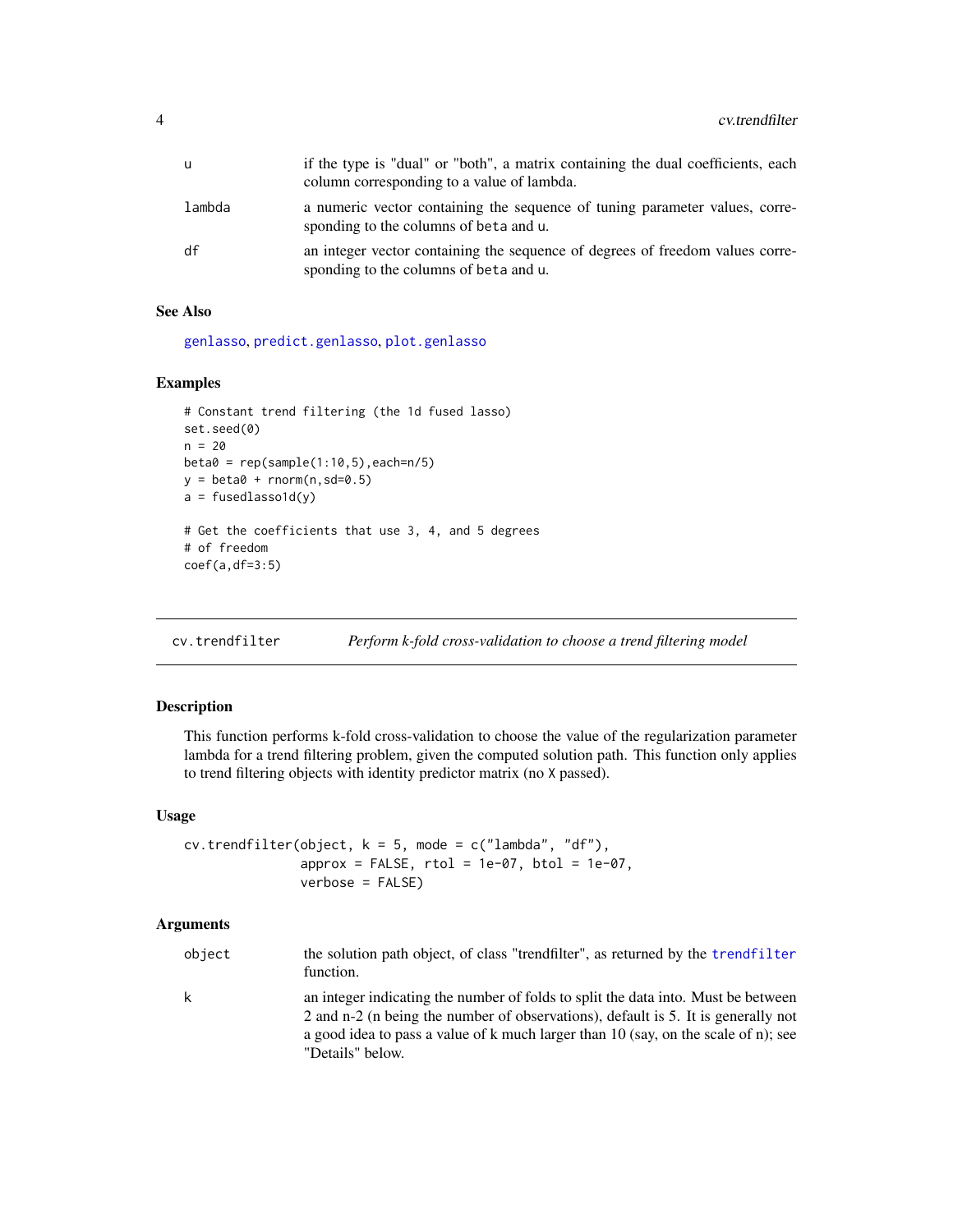| | |
|---|---|
| u | if the type is "dual" or "both", a matrix containing the dual coefficients, each column corresponding to a value of lambda. |
| lambda | a numeric vector containing the sequence of tuning parameter values, corresponding to the columns of beta and u. |
| df | an integer vector containing the sequence of degrees of freedom values corresponding to the columns of beta and u. |

### See Also

genlasso, predict.genlasso, plot.genlasso

### Examples

```
# Constant trend filtering (the 1d fused lasso)
set.seed(0)
n = 20
beta0 = rep(sample(1:10,5),each=n/5)
y = beta0 + rnorm(n,sd=0.5)
a = fusedlasso1d(y)

# Get the coefficients that use 3, 4, and 5 degrees
# of freedom
coef(a,df=3:5)
```

---

## cv.trendfilter — *Perform k-fold cross-validation to choose a trend filtering model*

### Description

This function performs k-fold cross-validation to choose the value of the regularization parameter lambda for a trend filtering problem, given the computed solution path. This function only applies to trend filtering objects with identity predictor matrix (no X passed).

### Usage

```
cv.trendfilter(object, k = 5, mode = c("lambda", "df"),
               approx = FALSE, rtol = 1e-07, btol = 1e-07,
               verbose = FALSE)
```

### Arguments

| | |
|---|---|
| object | the solution path object, of class "trendfilter", as returned by the trendfilter function. |
| k | an integer indicating the number of folds to split the data into. Must be between 2 and n-2 (n being the number of observations), default is 5. It is generally not a good idea to pass a value of k much larger than 10 (say, on the scale of n); see "Details" below. |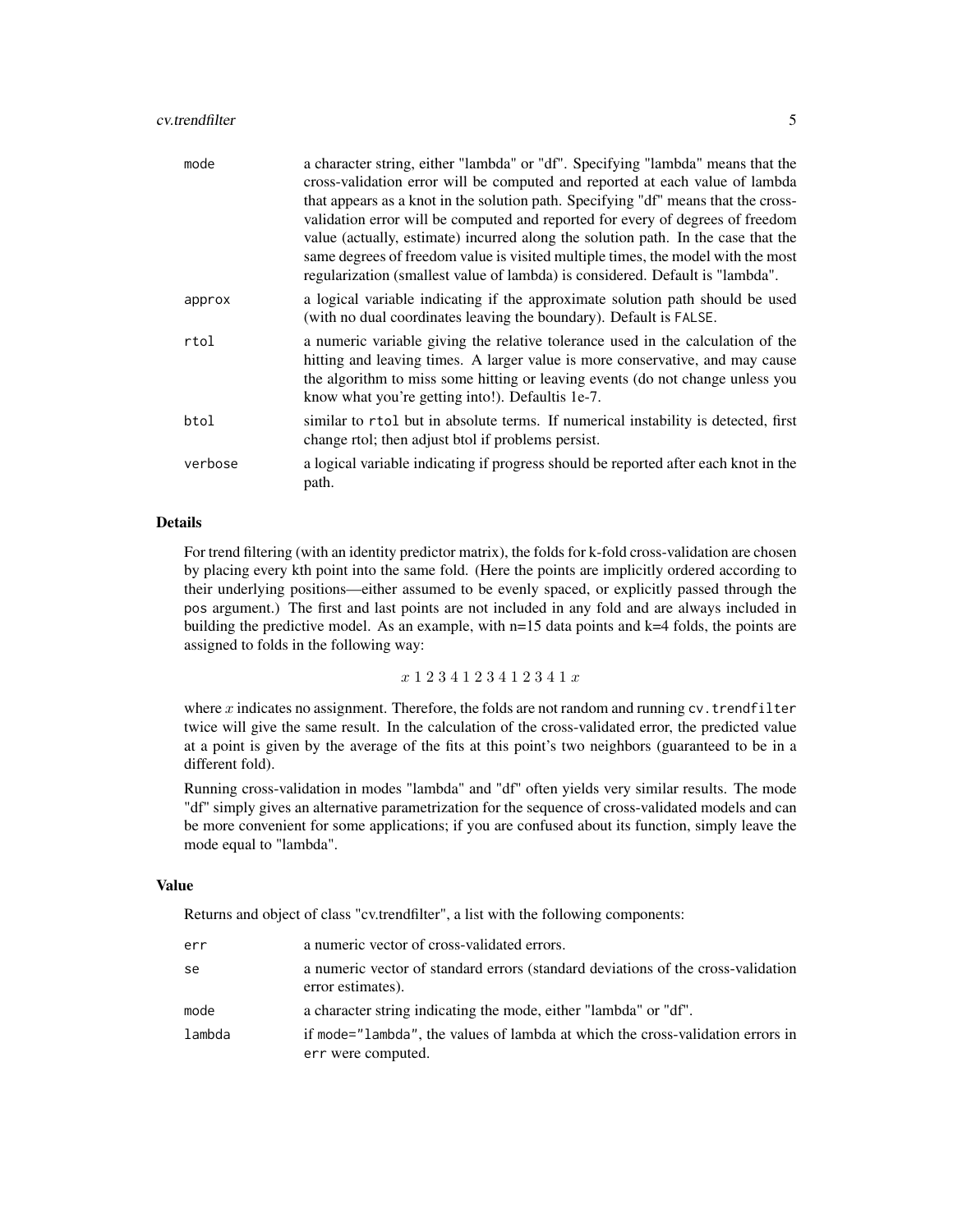| | |
|---|---|
| `mode` | a character string, either "lambda" or "df". Specifying "lambda" means that the cross-validation error will be computed and reported at each value of lambda that appears as a knot in the solution path. Specifying "df" means that the cross-validation error will be computed and reported for every of degrees of freedom value (actually, estimate) incurred along the solution path. In the case that the same degrees of freedom value is visited multiple times, the model with the most regularization (smallest value of lambda) is considered. Default is "lambda". |
| `approx` | a logical variable indicating if the approximate solution path should be used (with no dual coordinates leaving the boundary). Default is `FALSE`. |
| `rtol` | a numeric variable giving the relative tolerance used in the calculation of the hitting and leaving times. A larger value is more conservative, and may cause the algorithm to miss some hitting or leaving events (do not change unless you know what you're getting into!). Defaultis 1e-7. |
| `btol` | similar to `rtol` but in absolute terms. If numerical instability is detected, first change rtol; then adjust btol if problems persist. |
| `verbose` | a logical variable indicating if progress should be reported after each knot in the path. |

### Details

For trend filtering (with an identity predictor matrix), the folds for k-fold cross-validation are chosen by placing every kth point into the same fold. (Here the points are implicitly ordered according to their underlying positions—either assumed to be evenly spaced, or explicitly passed through the `pos` argument.) The first and last points are not included in any fold and are always included in building the predictive model. As an example, with n=15 data points and k=4 folds, the points are assigned to folds in the following way:

$$x\ 1\ 2\ 3\ 4\ 1\ 2\ 3\ 4\ 1\ 2\ 3\ 4\ 1\ x$$

where $x$ indicates no assignment. Therefore, the folds are not random and running `cv.trendfilter` twice will give the same result. In the calculation of the cross-validated error, the predicted value at a point is given by the average of the fits at this point's two neighbors (guaranteed to be in a different fold).

Running cross-validation in modes "lambda" and "df" often yields very similar results. The mode "df" simply gives an alternative parametrization for the sequence of cross-validated models and can be more convenient for some applications; if you are confused about its function, simply leave the mode equal to "lambda".

### Value

Returns and object of class "cv.trendfilter", a list with the following components:

| | |
|---|---|
| `err` | a numeric vector of cross-validated errors. |
| `se` | a numeric vector of standard errors (standard deviations of the cross-validation error estimates). |
| `mode` | a character string indicating the mode, either "lambda" or "df". |
| `lambda` | if `mode="lambda"`, the values of lambda at which the cross-validation errors in `err` were computed. |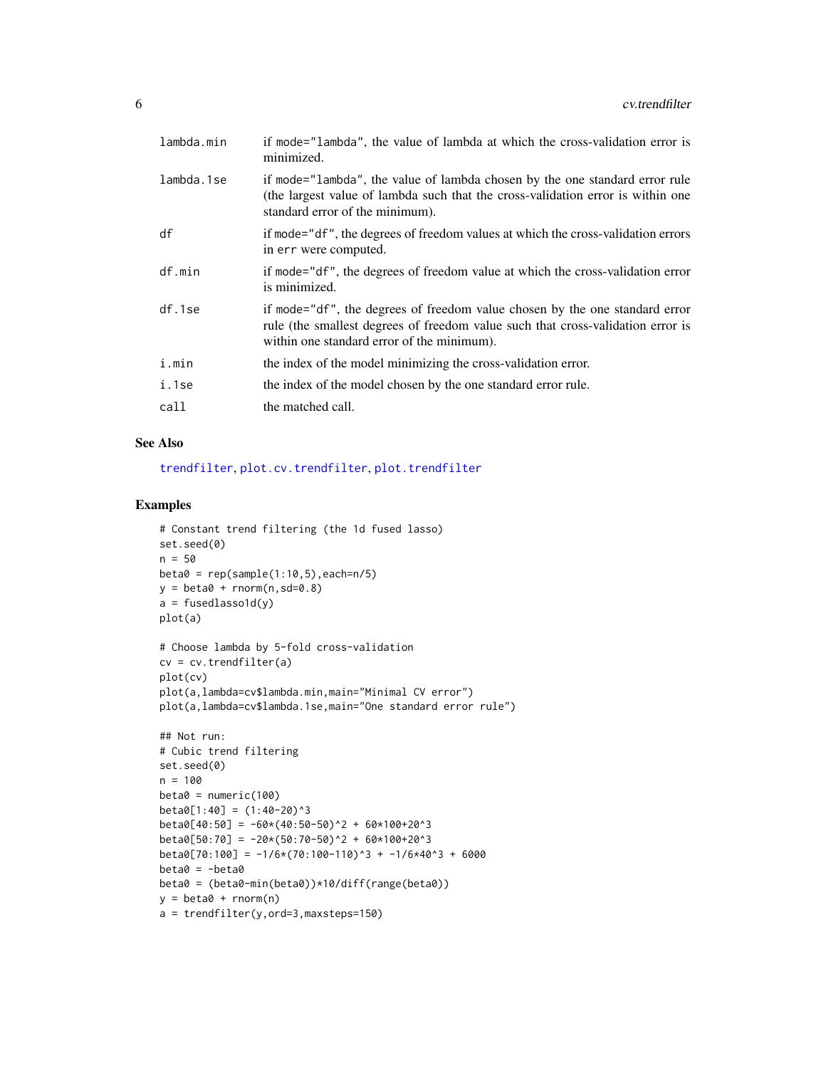| | |
|---|---|
| lambda.min | if mode="lambda", the value of lambda at which the cross-validation error is minimized. |
| lambda.1se | if mode="lambda", the value of lambda chosen by the one standard error rule (the largest value of lambda such that the cross-validation error is within one standard error of the minimum). |
| df | if mode="df", the degrees of freedom values at which the cross-validation errors in err were computed. |
| df.min | if mode="df", the degrees of freedom value at which the cross-validation error is minimized. |
| df.1se | if mode="df", the degrees of freedom value chosen by the one standard error rule (the smallest degrees of freedom value such that cross-validation error is within one standard error of the minimum). |
| i.min | the index of the model minimizing the cross-validation error. |
| i.1se | the index of the model chosen by the one standard error rule. |
| call | the matched call. |

## See Also

trendfilter, plot.cv.trendfilter, plot.trendfilter

## Examples

```
# Constant trend filtering (the 1d fused lasso)
set.seed(0)
n = 50
beta0 = rep(sample(1:10,5),each=n/5)
y = beta0 + rnorm(n,sd=0.8)
a = fusedlasso1d(y)
plot(a)

# Choose lambda by 5-fold cross-validation
cv = cv.trendfilter(a)
plot(cv)
plot(a,lambda=cv$lambda.min,main="Minimal CV error")
plot(a,lambda=cv$lambda.1se,main="One standard error rule")

## Not run:
# Cubic trend filtering
set.seed(0)
n = 100
beta0 = numeric(100)
beta0[1:40] = (1:40-20)^3
beta0[40:50] = -60*(40:50-50)^2 + 60*100+20^3
beta0[50:70] = -20*(50:70-50)^2 + 60*100+20^3
beta0[70:100] = -1/6*(70:100-110)^3 + -1/6*40^3 + 6000
beta0 = -beta0
beta0 = (beta0-min(beta0))*10/diff(range(beta0))
y = beta0 + rnorm(n)
a = trendfilter(y,ord=3,maxsteps=150)
```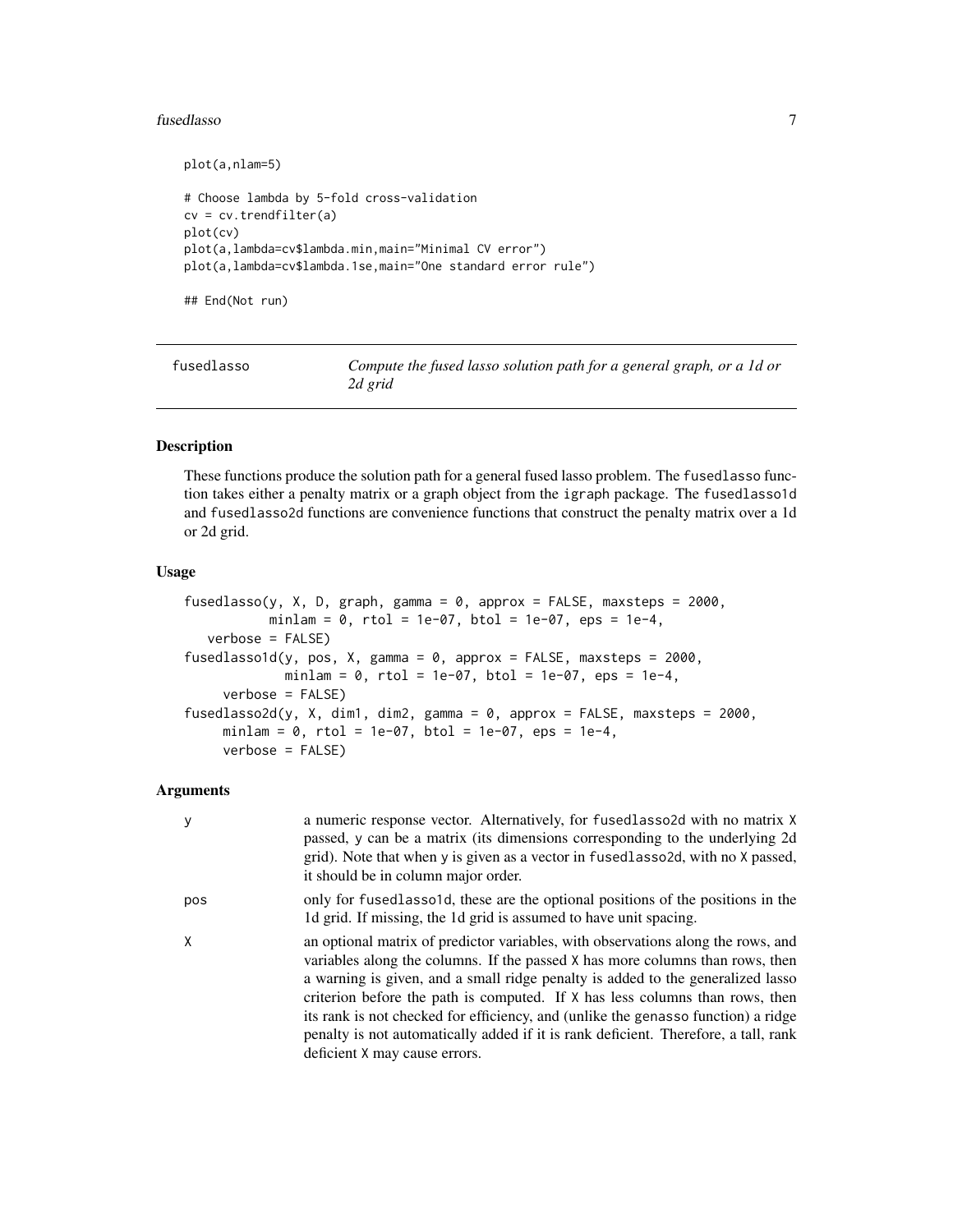```
plot(a,nlam=5)

# Choose lambda by 5-fold cross-validation
cv = cv.trendfilter(a)
plot(cv)
plot(a,lambda=cv$lambda.min,main="Minimal CV error")
plot(a,lambda=cv$lambda.1se,main="One standard error rule")

## End(Not run)
```

---

fusedlasso — *Compute the fused lasso solution path for a general graph, or a 1d or 2d grid*

---

## Description

These functions produce the solution path for a general fused lasso problem. The fusedlasso function takes either a penalty matrix or a graph object from the igraph package. The fusedlasso1d and fusedlasso2d functions are convenience functions that construct the penalty matrix over a 1d or 2d grid.

## Usage

```
fusedlasso(y, X, D, graph, gamma = 0, approx = FALSE, maxsteps = 2000,
           minlam = 0, rtol = 1e-07, btol = 1e-07, eps = 1e-4,
   verbose = FALSE)
fusedlasso1d(y, pos, X, gamma = 0, approx = FALSE, maxsteps = 2000,
             minlam = 0, rtol = 1e-07, btol = 1e-07, eps = 1e-4,
     verbose = FALSE)
fusedlasso2d(y, X, dim1, dim2, gamma = 0, approx = FALSE, maxsteps = 2000,
     minlam = 0, rtol = 1e-07, btol = 1e-07, eps = 1e-4,
     verbose = FALSE)
```

## Arguments

| | |
|---|---|
| y | a numeric response vector. Alternatively, for fusedlasso2d with no matrix X passed, y can be a matrix (its dimensions corresponding to the underlying 2d grid). Note that when y is given as a vector in fusedlasso2d, with no X passed, it should be in column major order. |
| pos | only for fusedlasso1d, these are the optional positions of the positions in the 1d grid. If missing, the 1d grid is assumed to have unit spacing. |
| X | an optional matrix of predictor variables, with observations along the rows, and variables along the columns. If the passed X has more columns than rows, then a warning is given, and a small ridge penalty is added to the generalized lasso criterion before the path is computed. If X has less columns than rows, then its rank is not checked for efficiency, and (unlike the genasso function) a ridge penalty is not automatically added if it is rank deficient. Therefore, a tall, rank deficient X may cause errors. |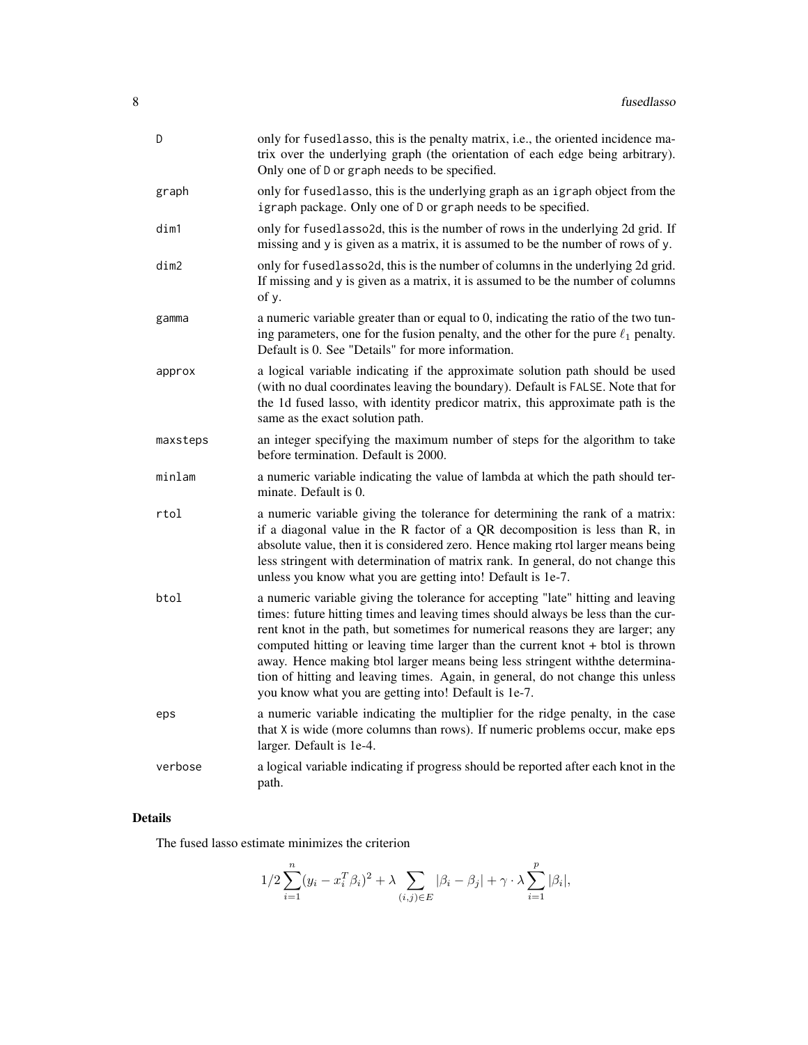| | |
|---|---|
| D | only for fusedlasso, this is the penalty matrix, i.e., the oriented incidence matrix over the underlying graph (the orientation of each edge being arbitrary). Only one of D or graph needs to be specified. |
| graph | only for fusedlasso, this is the underlying graph as an igraph object from the igraph package. Only one of D or graph needs to be specified. |
| dim1 | only for fusedlasso2d, this is the number of rows in the underlying 2d grid. If missing and y is given as a matrix, it is assumed to be the number of rows of y. |
| dim2 | only for fusedlasso2d, this is the number of columns in the underlying 2d grid. If missing and y is given as a matrix, it is assumed to be the number of columns of y. |
| gamma | a numeric variable greater than or equal to 0, indicating the ratio of the two tuning parameters, one for the fusion penalty, and the other for the pure $\ell_1$ penalty. Default is 0. See "Details" for more information. |
| approx | a logical variable indicating if the approximate solution path should be used (with no dual coordinates leaving the boundary). Default is FALSE. Note that for the 1d fused lasso, with identity predicor matrix, this approximate path is the same as the exact solution path. |
| maxsteps | an integer specifying the maximum number of steps for the algorithm to take before termination. Default is 2000. |
| minlam | a numeric variable indicating the value of lambda at which the path should terminate. Default is 0. |
| rtol | a numeric variable giving the tolerance for determining the rank of a matrix: if a diagonal value in the R factor of a QR decomposition is less than R, in absolute value, then it is considered zero. Hence making rtol larger means being less stringent with determination of matrix rank. In general, do not change this unless you know what you are getting into! Default is 1e-7. |
| btol | a numeric variable giving the tolerance for accepting "late" hitting and leaving times: future hitting times and leaving times should always be less than the current knot in the path, but sometimes for numerical reasons they are larger; any computed hitting or leaving time larger than the current knot + btol is thrown away. Hence making btol larger means being less stringent withthe determination of hitting and leaving times. Again, in general, do not change this unless you know what you are getting into! Default is 1e-7. |
| eps | a numeric variable indicating the multiplier for the ridge penalty, in the case that X is wide (more columns than rows). If numeric problems occur, make eps larger. Default is 1e-4. |
| verbose | a logical variable indicating if progress should be reported after each knot in the path. |

## Details

The fused lasso estimate minimizes the criterion

$$1/2 \sum_{i=1}^{n} (y_i - x_i^T \beta_i)^2 + \lambda \sum_{(i,j) \in E} |\beta_i - \beta_j| + \gamma \cdot \lambda \sum_{i=1}^{p} |\beta_i|,$$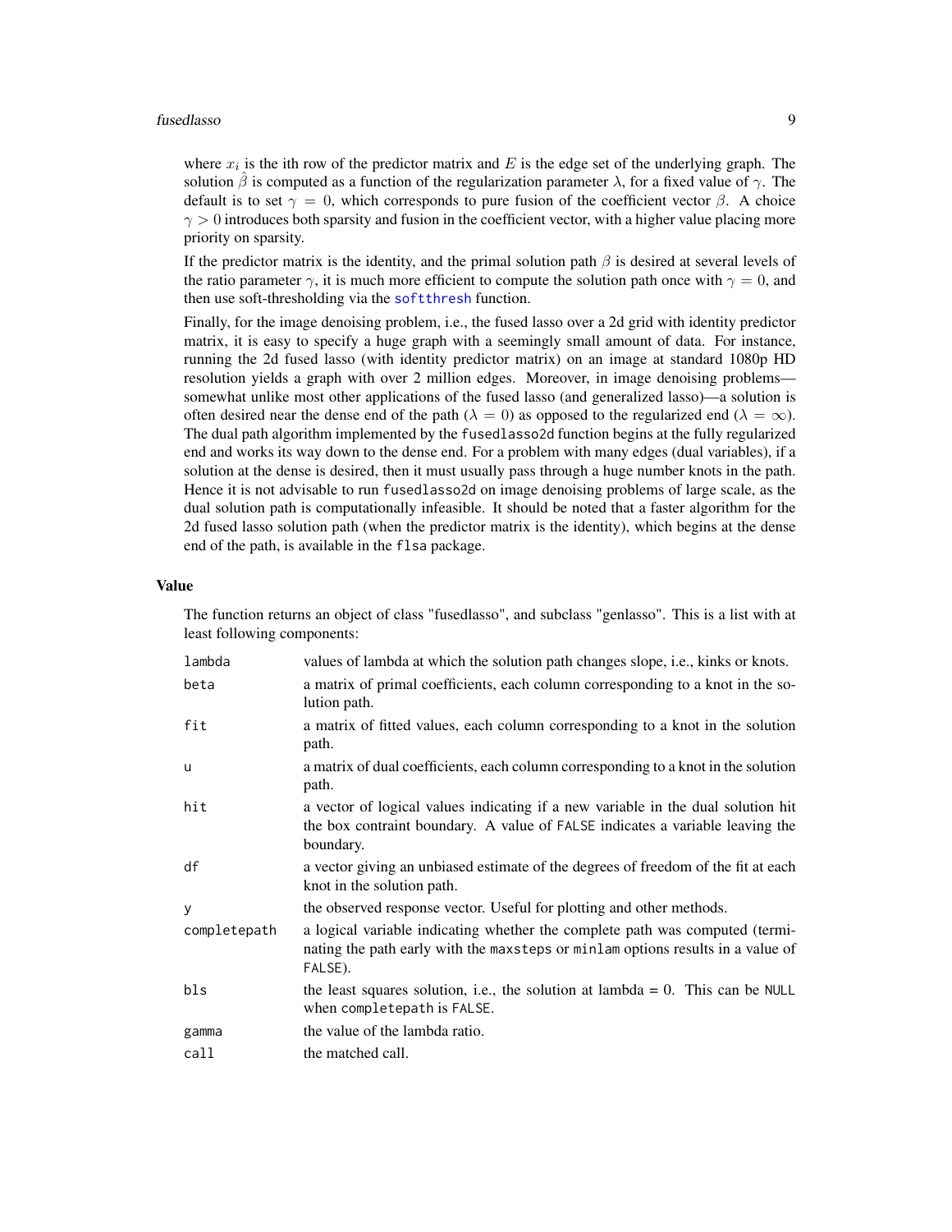where $x_i$ is the ith row of the predictor matrix and $E$ is the edge set of the underlying graph. The solution $\hat{\beta}$ is computed as a function of the regularization parameter $\lambda$, for a fixed value of $\gamma$. The default is to set $\gamma = 0$, which corresponds to pure fusion of the coefficient vector $\beta$. A choice $\gamma > 0$ introduces both sparsity and fusion in the coefficient vector, with a higher value placing more priority on sparsity.

If the predictor matrix is the identity, and the primal solution path $\beta$ is desired at several levels of the ratio parameter $\gamma$, it is much more efficient to compute the solution path once with $\gamma = 0$, and then use soft-thresholding via the softthresh function.

Finally, for the image denoising problem, i.e., the fused lasso over a 2d grid with identity predictor matrix, it is easy to specify a huge graph with a seemingly small amount of data. For instance, running the 2d fused lasso (with identity predictor matrix) on an image at standard 1080p HD resolution yields a graph with over 2 million edges. Moreover, in image denoising problems—somewhat unlike most other applications of the fused lasso (and generalized lasso)—a solution is often desired near the dense end of the path ($\lambda = 0$) as opposed to the regularized end ($\lambda = \infty$). The dual path algorithm implemented by the `fusedlasso2d` function begins at the fully regularized end and works its way down to the dense end. For a problem with many edges (dual variables), if a solution at the dense is desired, then it must usually pass through a huge number knots in the path. Hence it is not advisable to run `fusedlasso2d` on image denoising problems of large scale, as the dual solution path is computationally infeasible. It should be noted that a faster algorithm for the 2d fused lasso solution path (when the predictor matrix is the identity), which begins at the dense end of the path, is available in the `flsa` package.

## Value

The function returns an object of class "fusedlasso", and subclass "genlasso". This is a list with at least following components:

| | |
|---|---|
| `lambda` | values of lambda at which the solution path changes slope, i.e., kinks or knots. |
| `beta` | a matrix of primal coefficients, each column corresponding to a knot in the solution path. |
| `fit` | a matrix of fitted values, each column corresponding to a knot in the solution path. |
| `u` | a matrix of dual coefficients, each column corresponding to a knot in the solution path. |
| `hit` | a vector of logical values indicating if a new variable in the dual solution hit the box contraint boundary. A value of `FALSE` indicates a variable leaving the boundary. |
| `df` | a vector giving an unbiased estimate of the degrees of freedom of the fit at each knot in the solution path. |
| `y` | the observed response vector. Useful for plotting and other methods. |
| `completepath` | a logical variable indicating whether the complete path was computed (terminating the path early with the `maxsteps` or `minlam` options results in a value of `FALSE`). |
| `bls` | the least squares solution, i.e., the solution at lambda = 0. This can be `NULL` when `completepath` is `FALSE`. |
| `gamma` | the value of the lambda ratio. |
| `call` | the matched call. |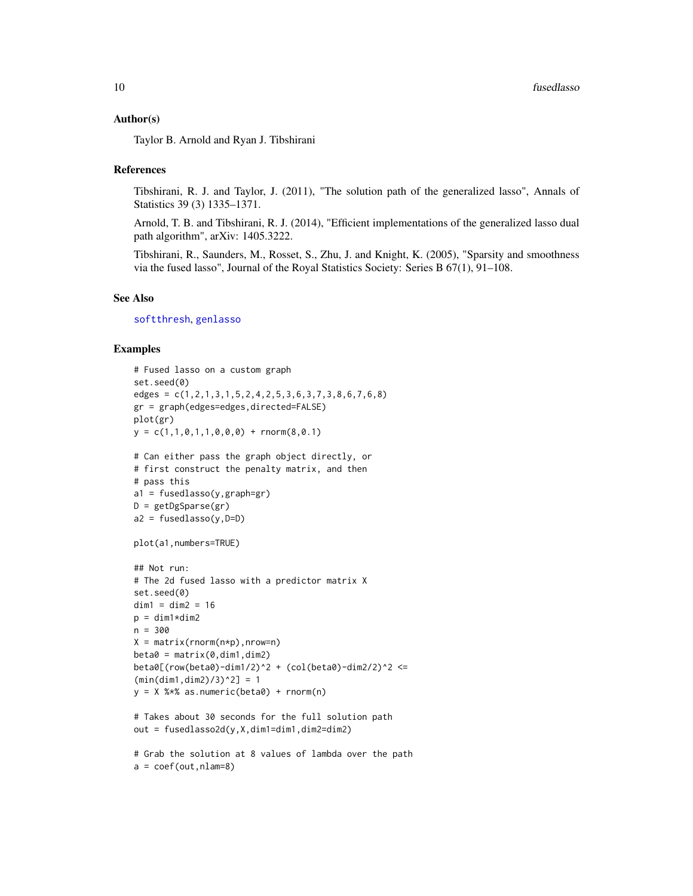### Author(s)

Taylor B. Arnold and Ryan J. Tibshirani

### References

Tibshirani, R. J. and Taylor, J. (2011), "The solution path of the generalized lasso", Annals of Statistics 39 (3) 1335–1371.

Arnold, T. B. and Tibshirani, R. J. (2014), "Efficient implementations of the generalized lasso dual path algorithm", arXiv: 1405.3222.

Tibshirani, R., Saunders, M., Rosset, S., Zhu, J. and Knight, K. (2005), "Sparsity and smoothness via the fused lasso", Journal of the Royal Statistics Society: Series B 67(1), 91–108.

### See Also

softthresh, genlasso

### Examples

```
# Fused lasso on a custom graph
set.seed(0)
edges = c(1,2,1,3,1,5,2,4,2,5,3,6,3,7,3,8,6,7,6,8)
gr = graph(edges=edges,directed=FALSE)
plot(gr)
y = c(1,1,0,1,1,0,0,0) + rnorm(8,0.1)

# Can either pass the graph object directly, or
# first construct the penalty matrix, and then
# pass this
a1 = fusedlasso(y,graph=gr)
D = getDgSparse(gr)
a2 = fusedlasso(y,D=D)

plot(a1,numbers=TRUE)

## Not run:
# The 2d fused lasso with a predictor matrix X
set.seed(0)
dim1 = dim2 = 16
p = dim1*dim2
n = 300
X = matrix(rnorm(n*p),nrow=n)
beta0 = matrix(0,dim1,dim2)
beta0[(row(beta0)-dim1/2)^2 + (col(beta0)-dim2/2)^2 <=
(min(dim1,dim2)/3)^2] = 1
y = X %*% as.numeric(beta0) + rnorm(n)

# Takes about 30 seconds for the full solution path
out = fusedlasso2d(y,X,dim1=dim1,dim2=dim2)

# Grab the solution at 8 values of lambda over the path
a = coef(out,nlam=8)
```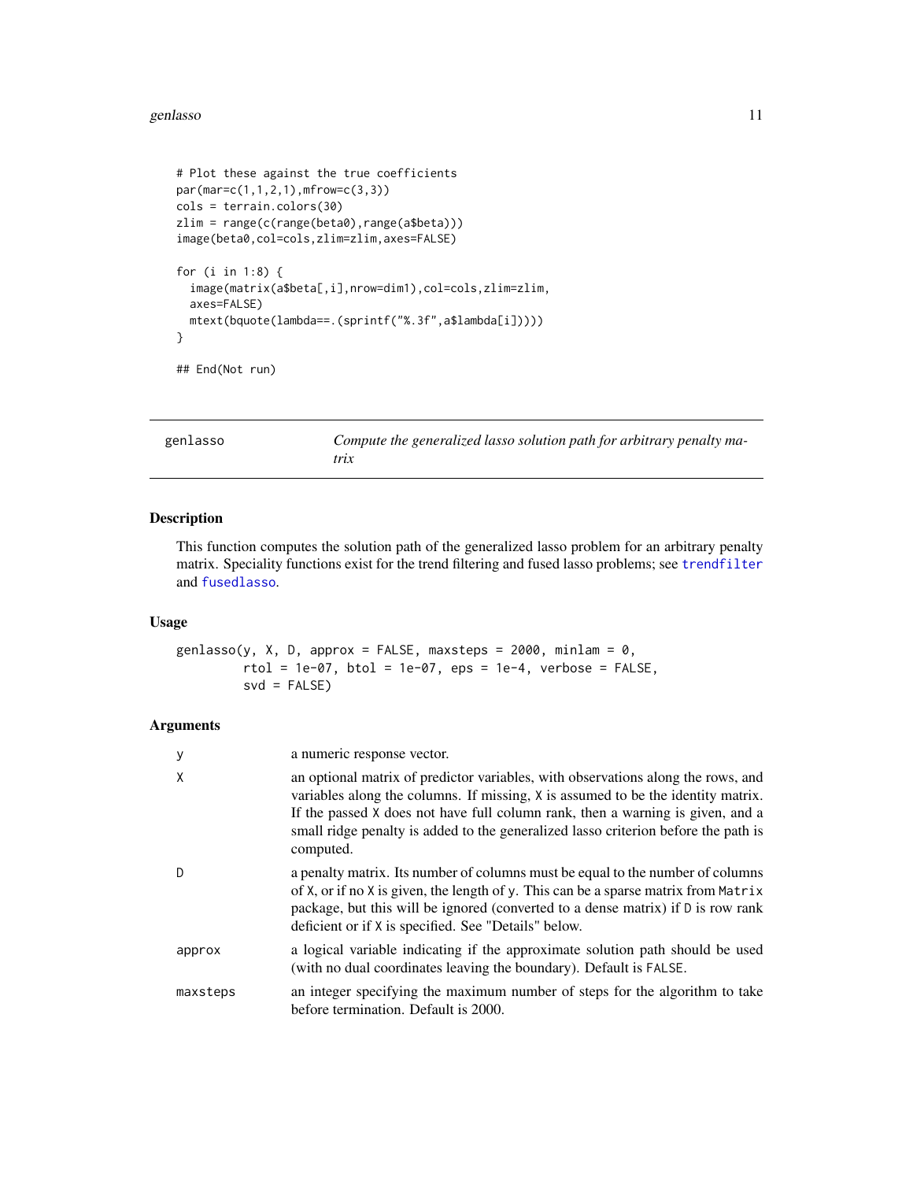```
# Plot these against the true coefficients
par(mar=c(1,1,2,1),mfrow=c(3,3))
cols = terrain.colors(30)
zlim = range(c(range(beta0),range(a$beta)))
image(beta0,col=cols,zlim=zlim,axes=FALSE)

for (i in 1:8) {
  image(matrix(a$beta[,i],nrow=dim1),col=cols,zlim=zlim,
  axes=FALSE)
  mtext(bquote(lambda==.(sprintf("%.3f",a$lambda[i]))))
}

## End(Not run)
```

---

`genlasso` — *Compute the generalized lasso solution path for arbitrary penalty matrix*

---

## Description

This function computes the solution path of the generalized lasso problem for an arbitrary penalty matrix. Speciality functions exist for the trend filtering and fused lasso problems; see `trendfilter` and `fusedlasso`.

## Usage

```
genlasso(y, X, D, approx = FALSE, maxsteps = 2000, minlam = 0,
         rtol = 1e-07, btol = 1e-07, eps = 1e-4, verbose = FALSE,
         svd = FALSE)
```

## Arguments

| | |
|---|---|
| `y` | a numeric response vector. |
| `X` | an optional matrix of predictor variables, with observations along the rows, and variables along the columns. If missing, `X` is assumed to be the identity matrix. If the passed `X` does not have full column rank, then a warning is given, and a small ridge penalty is added to the generalized lasso criterion before the path is computed. |
| `D` | a penalty matrix. Its number of columns must be equal to the number of columns of `X`, or if no `X` is given, the length of `y`. This can be a sparse matrix from `Matrix` package, but this will be ignored (converted to a dense matrix) if `D` is row rank deficient or if `X` is specified. See "Details" below. |
| `approx` | a logical variable indicating if the approximate solution path should be used (with no dual coordinates leaving the boundary). Default is `FALSE`. |
| `maxsteps` | an integer specifying the maximum number of steps for the algorithm to take before termination. Default is 2000. |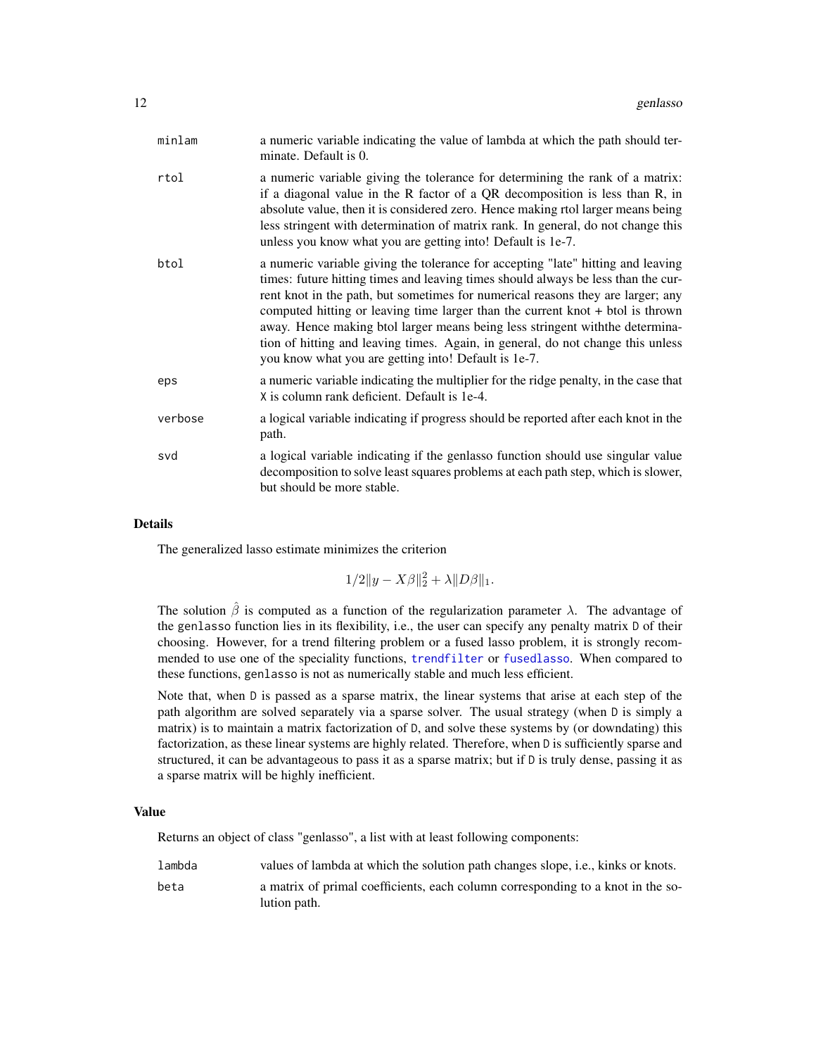| | |
|---|---|
| minlam | a numeric variable indicating the value of lambda at which the path should terminate. Default is 0. |
| rtol | a numeric variable giving the tolerance for determining the rank of a matrix: if a diagonal value in the R factor of a QR decomposition is less than R, in absolute value, then it is considered zero. Hence making rtol larger means being less stringent with determination of matrix rank. In general, do not change this unless you know what you are getting into! Default is 1e-7. |
| btol | a numeric variable giving the tolerance for accepting "late" hitting and leaving times: future hitting times and leaving times should always be less than the current knot in the path, but sometimes for numerical reasons they are larger; any computed hitting or leaving time larger than the current knot + btol is thrown away. Hence making btol larger means being less stringent withthe determination of hitting and leaving times. Again, in general, do not change this unless you know what you are getting into! Default is 1e-7. |
| eps | a numeric variable indicating the multiplier for the ridge penalty, in the case that X is column rank deficient. Default is 1e-4. |
| verbose | a logical variable indicating if progress should be reported after each knot in the path. |
| svd | a logical variable indicating if the genlasso function should use singular value decomposition to solve least squares problems at each path step, which is slower, but should be more stable. |

## Details

The generalized lasso estimate minimizes the criterion

$$1/2\|y - X\beta\|_2^2 + \lambda\|D\beta\|_1.$$

The solution $\hat{\beta}$ is computed as a function of the regularization parameter $\lambda$. The advantage of the genlasso function lies in its flexibility, i.e., the user can specify any penalty matrix D of their choosing. However, for a trend filtering problem or a fused lasso problem, it is strongly recommended to use one of the speciality functions, trendfilter or fusedlasso. When compared to these functions, genlasso is not as numerically stable and much less efficient.

Note that, when D is passed as a sparse matrix, the linear systems that arise at each step of the path algorithm are solved separately via a sparse solver. The usual strategy (when D is simply a matrix) is to maintain a matrix factorization of D, and solve these systems by (or downdating) this factorization, as these linear systems are highly related. Therefore, when D is sufficiently sparse and structured, it can be advantageous to pass it as a sparse matrix; but if D is truly dense, passing it as a sparse matrix will be highly inefficient.

## Value

Returns an object of class "genlasso", a list with at least following components:

| | |
|---|---|
| lambda | values of lambda at which the solution path changes slope, i.e., kinks or knots. |
| beta | a matrix of primal coefficients, each column corresponding to a knot in the solution path. |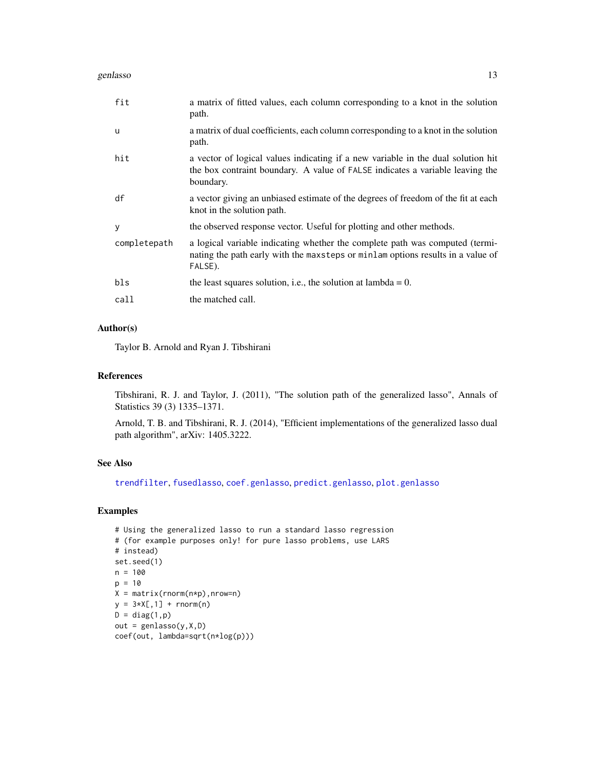| | |
|---|---|
| fit | a matrix of fitted values, each column corresponding to a knot in the solution path. |
| u | a matrix of dual coefficients, each column corresponding to a knot in the solution path. |
| hit | a vector of logical values indicating if a new variable in the dual solution hit the box contraint boundary. A value of FALSE indicates a variable leaving the boundary. |
| df | a vector giving an unbiased estimate of the degrees of freedom of the fit at each knot in the solution path. |
| y | the observed response vector. Useful for plotting and other methods. |
| completepath | a logical variable indicating whether the complete path was computed (terminating the path early with the maxsteps or minlam options results in a value of FALSE). |
| bls | the least squares solution, i.e., the solution at lambda = 0. |
| call | the matched call. |

## Author(s)

Taylor B. Arnold and Ryan J. Tibshirani

## References

Tibshirani, R. J. and Taylor, J. (2011), "The solution path of the generalized lasso", Annals of Statistics 39 (3) 1335–1371.

Arnold, T. B. and Tibshirani, R. J. (2014), "Efficient implementations of the generalized lasso dual path algorithm", arXiv: 1405.3222.

## See Also

trendfilter, fusedlasso, coef.genlasso, predict.genlasso, plot.genlasso

## Examples

```
# Using the generalized lasso to run a standard lasso regression
# (for example purposes only! for pure lasso problems, use LARS
# instead)
set.seed(1)
n = 100
p = 10
X = matrix(rnorm(n*p),nrow=n)
y = 3*X[,1] + rnorm(n)
D = diag(1,p)
out = genlasso(y,X,D)
coef(out, lambda=sqrt(n*log(p)))
```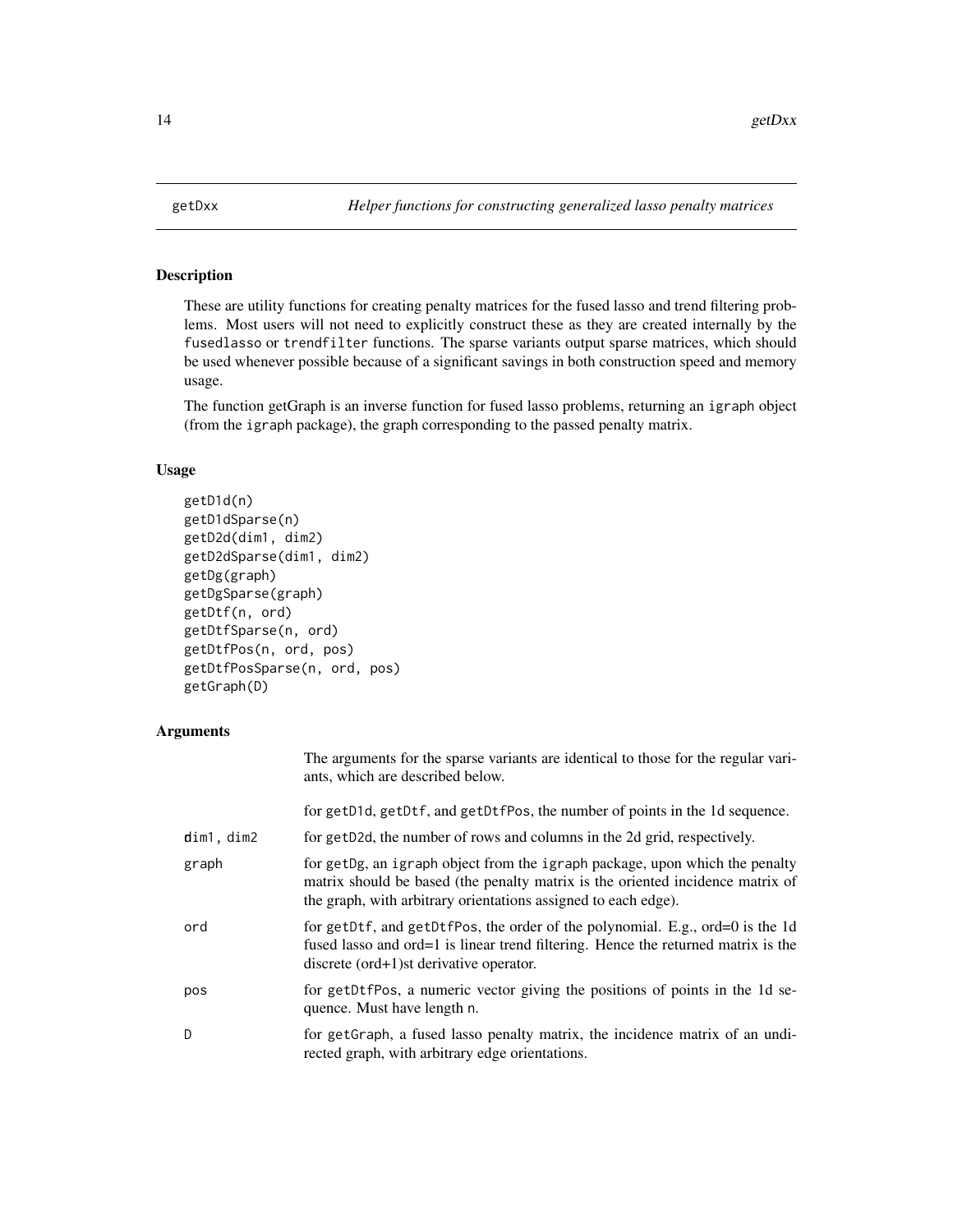# getDxx *Helper functions for constructing generalized lasso penalty matrices*

## Description

These are utility functions for creating penalty matrices for the fused lasso and trend filtering problems. Most users will not need to explicitly construct these as they are created internally by the `fusedlasso` or `trendfilter` functions. The sparse variants output sparse matrices, which should be used whenever possible because of a significant savings in both construction speed and memory usage.

The function getGraph is an inverse function for fused lasso problems, returning an `igraph` object (from the `igraph` package), the graph corresponding to the passed penalty matrix.

## Usage

```
getD1d(n)
getD1dSparse(n)
getD2d(dim1, dim2)
getD2dSparse(dim1, dim2)
getDg(graph)
getDgSparse(graph)
getDtf(n, ord)
getDtfSparse(n, ord)
getDtfPos(n, ord, pos)
getDtfPosSparse(n, ord, pos)
getGraph(D)
```

## Arguments

| | |
|---|---|
| | The arguments for the sparse variants are identical to those for the regular variants, which are described below. |
| | for `getD1d`, `getDtf`, and `getDtfPos`, the number of points in the 1d sequence. |
| `dim1, dim2` | for `getD2d`, the number of rows and columns in the 2d grid, respectively. |
| `graph` | for `getDg`, an `igraph` object from the `igraph` package, upon which the penalty matrix should be based (the penalty matrix is the oriented incidence matrix of the graph, with arbitrary orientations assigned to each edge). |
| `ord` | for `getDtf`, and `getDtfPos`, the order of the polynomial. E.g., ord=0 is the 1d fused lasso and ord=1 is linear trend filtering. Hence the returned matrix is the discrete (ord+1)st derivative operator. |
| `pos` | for `getDtfPos`, a numeric vector giving the positions of points in the 1d sequence. Must have length `n`. |
| `D` | for `getGraph`, a fused lasso penalty matrix, the incidence matrix of an undirected graph, with arbitrary edge orientations. |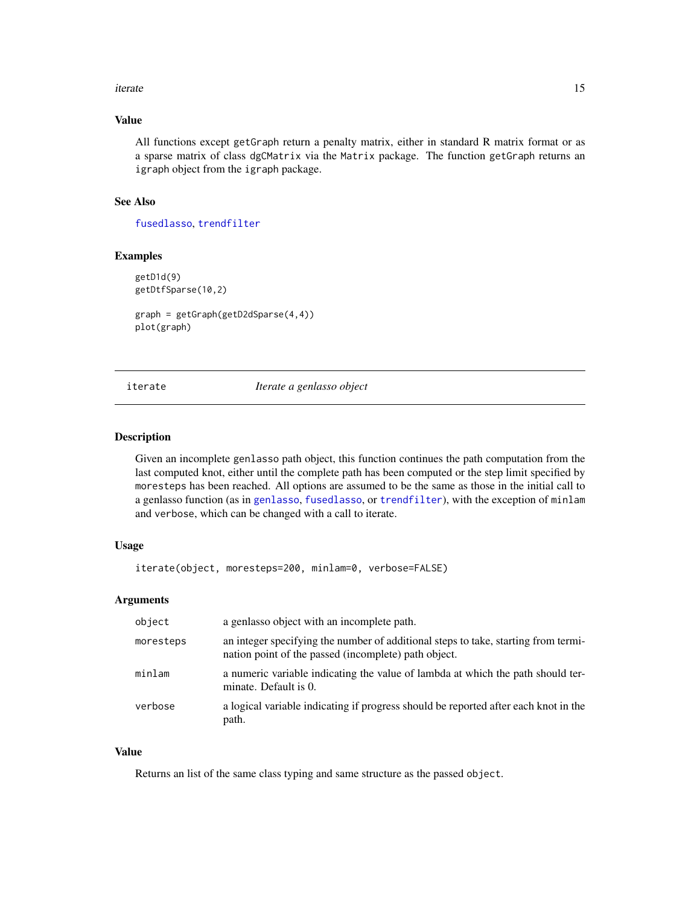### Value

All functions except `getGraph` return a penalty matrix, either in standard R matrix format or as a sparse matrix of class `dgCMatrix` via the `Matrix` package. The function `getGraph` returns an `igraph` object from the `igraph` package.

### See Also

`fusedlasso`, `trendfilter`

### Examples

```
getD1d(9)
getDtfSparse(10,2)

graph = getGraph(getD2dSparse(4,4))
plot(graph)
```

---

## iterate — *Iterate a genlasso object*

---

### Description

Given an incomplete `genlasso` path object, this function continues the path computation from the last computed knot, either until the complete path has been computed or the step limit specified by `moresteps` has been reached. All options are assumed to be the same as those in the initial call to a genlasso function (as in `genlasso`, `fusedlasso`, or `trendfilter`), with the exception of `minlam` and `verbose`, which can be changed with a call to iterate.

### Usage

```
iterate(object, moresteps=200, minlam=0, verbose=FALSE)
```

### Arguments

| | |
|---|---|
| `object` | a genlasso object with an incomplete path. |
| `moresteps` | an integer specifying the number of additional steps to take, starting from termination point of the passed (incomplete) path object. |
| `minlam` | a numeric variable indicating the value of lambda at which the path should terminate. Default is 0. |
| `verbose` | a logical variable indicating if progress should be reported after each knot in the path. |

### Value

Returns an list of the same class typing and same structure as the passed `object`.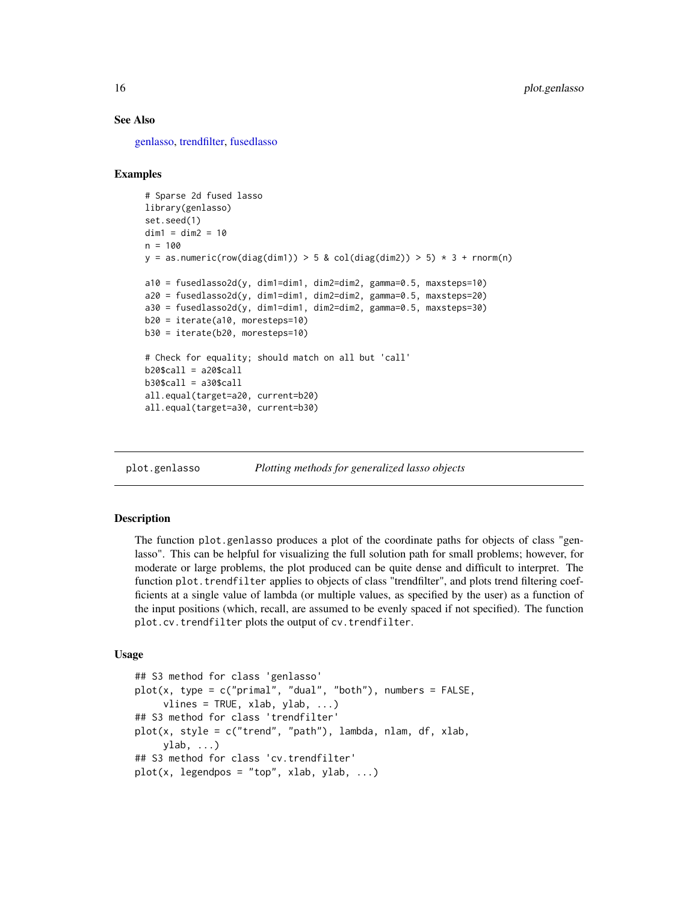### See Also

genlasso, trendfilter, fusedlasso

### Examples

```
# Sparse 2d fused lasso
library(genlasso)
set.seed(1)
dim1 = dim2 = 10
n = 100
y = as.numeric(row(diag(dim1)) > 5 & col(diag(dim2)) > 5) * 3 + rnorm(n)

a10 = fusedlasso2d(y, dim1=dim1, dim2=dim2, gamma=0.5, maxsteps=10)
a20 = fusedlasso2d(y, dim1=dim1, dim2=dim2, gamma=0.5, maxsteps=20)
a30 = fusedlasso2d(y, dim1=dim1, dim2=dim2, gamma=0.5, maxsteps=30)
b20 = iterate(a10, moresteps=10)
b30 = iterate(b20, moresteps=10)

# Check for equality; should match on all but 'call'
b20$call = a20$call
b30$call = a30$call
all.equal(target=a20, current=b20)
all.equal(target=a30, current=b30)
```

## plot.genlasso    *Plotting methods for generalized lasso objects*

### Description

The function `plot.genlasso` produces a plot of the coordinate paths for objects of class "genlasso". This can be helpful for visualizing the full solution path for small problems; however, for moderate or large problems, the plot produced can be quite dense and difficult to interpret. The function `plot.trendfilter` applies to objects of class "trendfilter", and plots trend filtering coefficients at a single value of lambda (or multiple values, as specified by the user) as a function of the input positions (which, recall, are assumed to be evenly spaced if not specified). The function `plot.cv.trendfilter` plots the output of `cv.trendfilter`.

### Usage

```
## S3 method for class 'genlasso'
plot(x, type = c("primal", "dual", "both"), numbers = FALSE,
     vlines = TRUE, xlab, ylab, ...)
## S3 method for class 'trendfilter'
plot(x, style = c("trend", "path"), lambda, nlam, df, xlab,
     ylab, ...)
## S3 method for class 'cv.trendfilter'
plot(x, legendpos = "top", xlab, ylab, ...)
```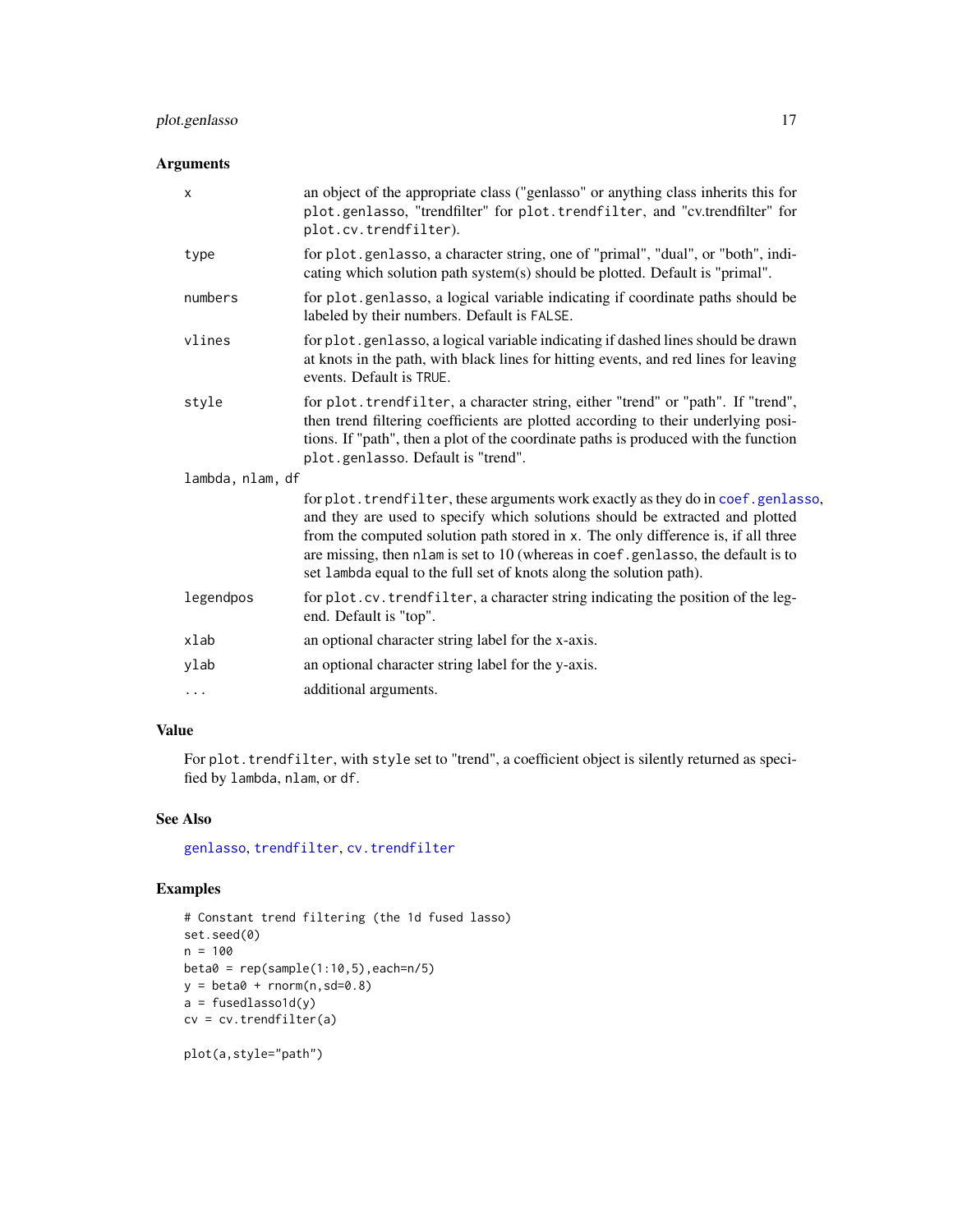### Arguments

| | |
|---|---|
| `x` | an object of the appropriate class ("genlasso" or anything class inherits this for `plot.genlasso`, "trendfilter" for `plot.trendfilter`, and "cv.trendfilter" for `plot.cv.trendfilter`). |
| `type` | for `plot.genlasso`, a character string, one of "primal", "dual", or "both", indicating which solution path system(s) should be plotted. Default is "primal". |
| `numbers` | for `plot.genlasso`, a logical variable indicating if coordinate paths should be labeled by their numbers. Default is `FALSE`. |
| `vlines` | for `plot.genlasso`, a logical variable indicating if dashed lines should be drawn at knots in the path, with black lines for hitting events, and red lines for leaving events. Default is `TRUE`. |
| `style` | for `plot.trendfilter`, a character string, either "trend" or "path". If "trend", then trend filtering coefficients are plotted according to their underlying positions. If "path", then a plot of the coordinate paths is produced with the function `plot.genlasso`. Default is "trend". |
| `lambda, nlam, df` | for `plot.trendfilter`, these arguments work exactly as they do in `coef.genlasso`, and they are used to specify which solutions should be extracted and plotted from the computed solution path stored in `x`. The only difference is, if all three are missing, then `nlam` is set to 10 (whereas in `coef.genlasso`, the default is to set `lambda` equal to the full set of knots along the solution path). |
| `legendpos` | for `plot.cv.trendfilter`, a character string indicating the position of the legend. Default is "top". |
| `xlab` | an optional character string label for the x-axis. |
| `ylab` | an optional character string label for the y-axis. |
| `...` | additional arguments. |

### Value

For `plot.trendfilter`, with `style` set to "trend", a coefficient object is silently returned as specified by `lambda`, `nlam`, or `df`.

### See Also

`genlasso`, `trendfilter`, `cv.trendfilter`

### Examples

```
# Constant trend filtering (the 1d fused lasso)
set.seed(0)
n = 100
beta0 = rep(sample(1:10,5),each=n/5)
y = beta0 + rnorm(n,sd=0.8)
a = fusedlasso1d(y)
cv = cv.trendfilter(a)

plot(a,style="path")
```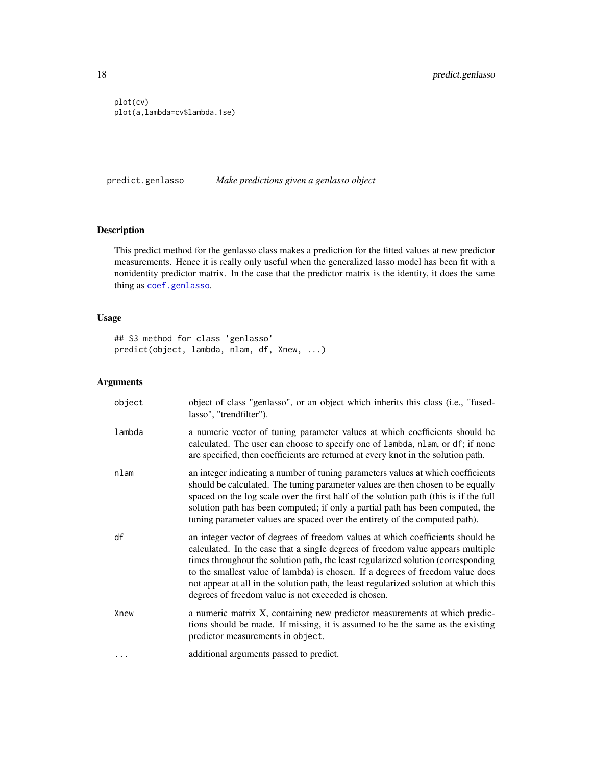```
plot(cv)
plot(a,lambda=cv$lambda.1se)
```

---

## predict.genlasso — *Make predictions given a genlasso object*

### Description

This predict method for the genlasso class makes a prediction for the fitted values at new predictor measurements. Hence it is really only useful when the generalized lasso model has been fit with a nonidentity predictor matrix. In the case that the predictor matrix is the identity, it does the same thing as `coef.genlasso`.

### Usage

```
## S3 method for class 'genlasso'
predict(object, lambda, nlam, df, Xnew, ...)
```

### Arguments

| | |
|---|---|
| `object` | object of class "genlasso", or an object which inherits this class (i.e., "fusedlasso", "trendfilter"). |
| `lambda` | a numeric vector of tuning parameter values at which coefficients should be calculated. The user can choose to specify one of `lambda`, `nlam`, or `df`; if none are specified, then coefficients are returned at every knot in the solution path. |
| `nlam` | an integer indicating a number of tuning parameters values at which coefficients should be calculated. The tuning parameter values are then chosen to be equally spaced on the log scale over the first half of the solution path (this is if the full solution path has been computed; if only a partial path has been computed, the tuning parameter values are spaced over the entirety of the computed path). |
| `df` | an integer vector of degrees of freedom values at which coefficients should be calculated. In the case that a single degrees of freedom value appears multiple times throughout the solution path, the least regularized solution (corresponding to the smallest value of lambda) is chosen. If a degrees of freedom value does not appear at all in the solution path, the least regularized solution at which this degrees of freedom value is not exceeded is chosen. |
| `Xnew` | a numeric matrix X, containing new predictor measurements at which predictions should be made. If missing, it is assumed to be the same as the existing predictor measurements in `object`. |
| `...` | additional arguments passed to predict. |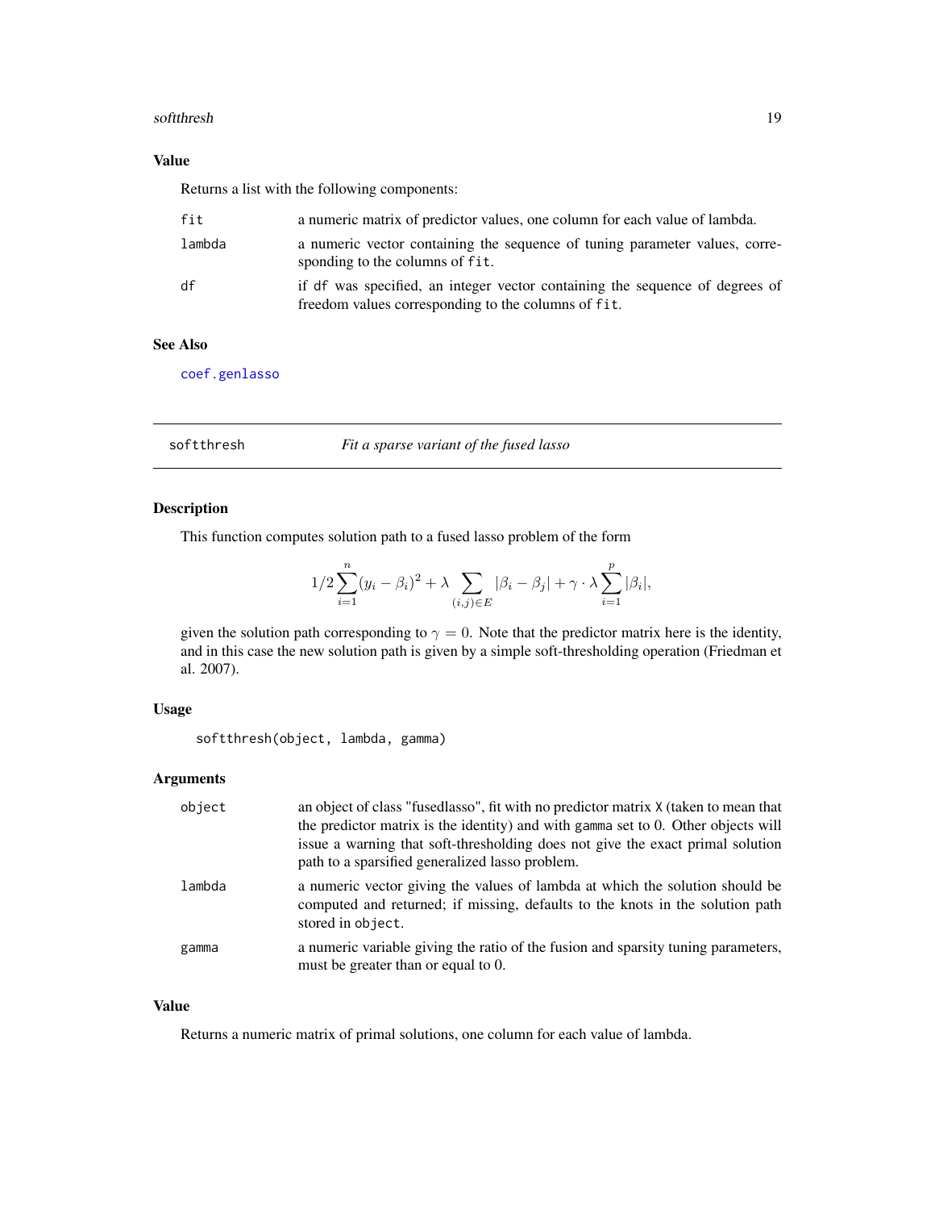### Value

Returns a list with the following components:

| | |
|---|---|
| fit | a numeric matrix of predictor values, one column for each value of lambda. |
| lambda | a numeric vector containing the sequence of tuning parameter values, corresponding to the columns of `fit`. |
| df | if `df` was specified, an integer vector containing the sequence of degrees of freedom values corresponding to the columns of `fit`. |

### See Also

`coef.genlasso`

---

## softthresh — *Fit a sparse variant of the fused lasso*

### Description

This function computes solution path to a fused lasso problem of the form

$$1/2 \sum_{i=1}^{n} (y_i - \beta_i)^2 + \lambda \sum_{(i,j) \in E} |\beta_i - \beta_j| + \gamma \cdot \lambda \sum_{i=1}^{p} |\beta_i|,$$

given the solution path corresponding to $\gamma = 0$. Note that the predictor matrix here is the identity, and in this case the new solution path is given by a simple soft-thresholding operation (Friedman et al. 2007).

### Usage

```
softthresh(object, lambda, gamma)
```

### Arguments

| | |
|---|---|
| object | an object of class "fusedlasso", fit with no predictor matrix `X` (taken to mean that the predictor matrix is the identity) and with `gamma` set to 0. Other objects will issue a warning that soft-thresholding does not give the exact primal solution path to a sparsified generalized lasso problem. |
| lambda | a numeric vector giving the values of lambda at which the solution should be computed and returned; if missing, defaults to the knots in the solution path stored in `object`. |
| gamma | a numeric variable giving the ratio of the fusion and sparsity tuning parameters, must be greater than or equal to 0. |

### Value

Returns a numeric matrix of primal solutions, one column for each value of lambda.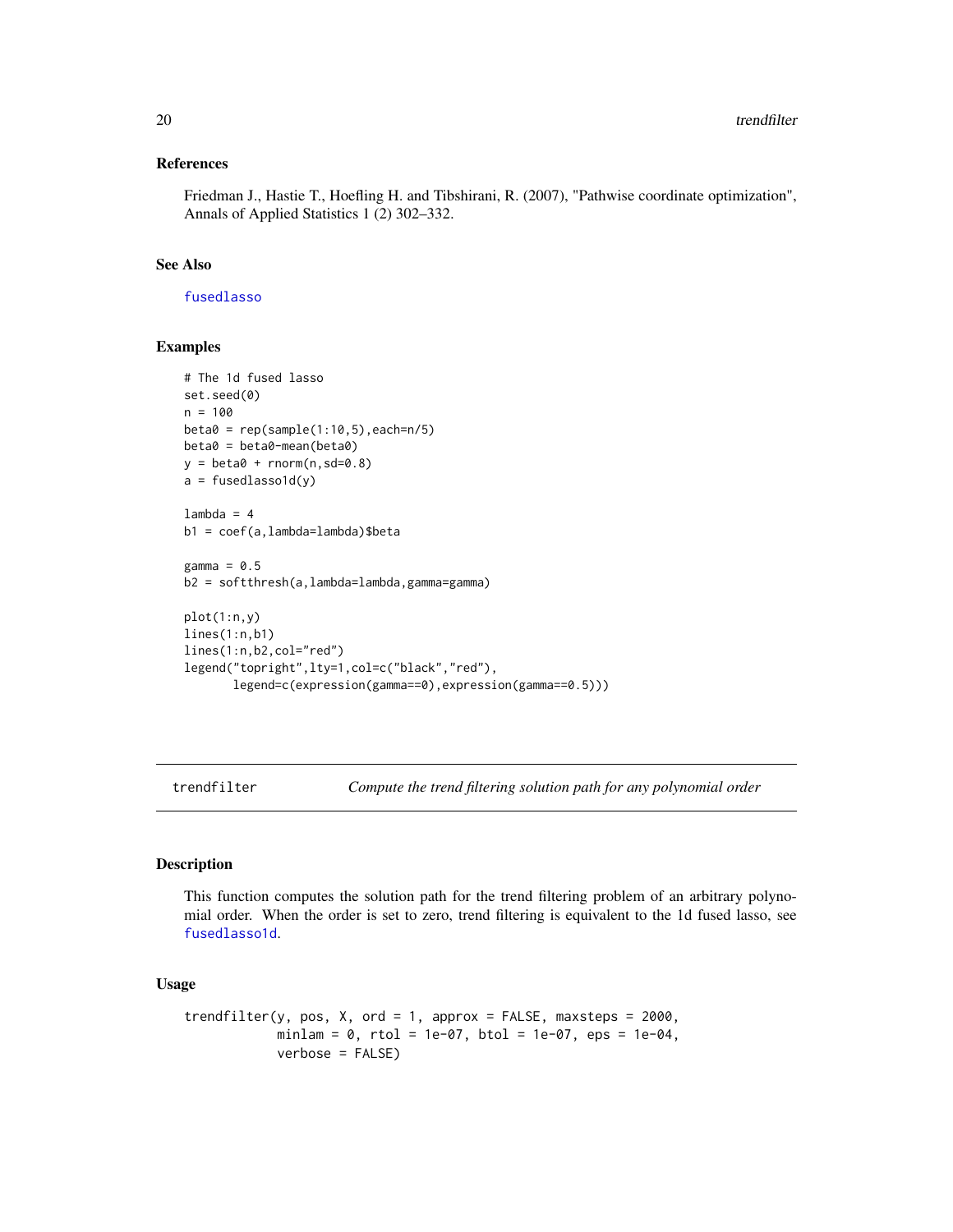### References

Friedman J., Hastie T., Hoefling H. and Tibshirani, R. (2007), "Pathwise coordinate optimization", Annals of Applied Statistics 1 (2) 302–332.

### See Also

fusedlasso

### Examples

```
# The 1d fused lasso
set.seed(0)
n = 100
beta0 = rep(sample(1:10,5),each=n/5)
beta0 = beta0-mean(beta0)
y = beta0 + rnorm(n,sd=0.8)
a = fusedlasso1d(y)

lambda = 4
b1 = coef(a,lambda=lambda)$beta

gamma = 0.5
b2 = softthresh(a,lambda=lambda,gamma=gamma)

plot(1:n,y)
lines(1:n,b1)
lines(1:n,b2,col="red")
legend("topright",lty=1,col=c("black","red"),
       legend=c(expression(gamma==0),expression(gamma==0.5)))
```

---

## trendfilter — *Compute the trend filtering solution path for any polynomial order*

### Description

This function computes the solution path for the trend filtering problem of an arbitrary polynomial order. When the order is set to zero, trend filtering is equivalent to the 1d fused lasso, see fusedlasso1d.

### Usage

```
trendfilter(y, pos, X, ord = 1, approx = FALSE, maxsteps = 2000,
            minlam = 0, rtol = 1e-07, btol = 1e-07, eps = 1e-04,
            verbose = FALSE)
```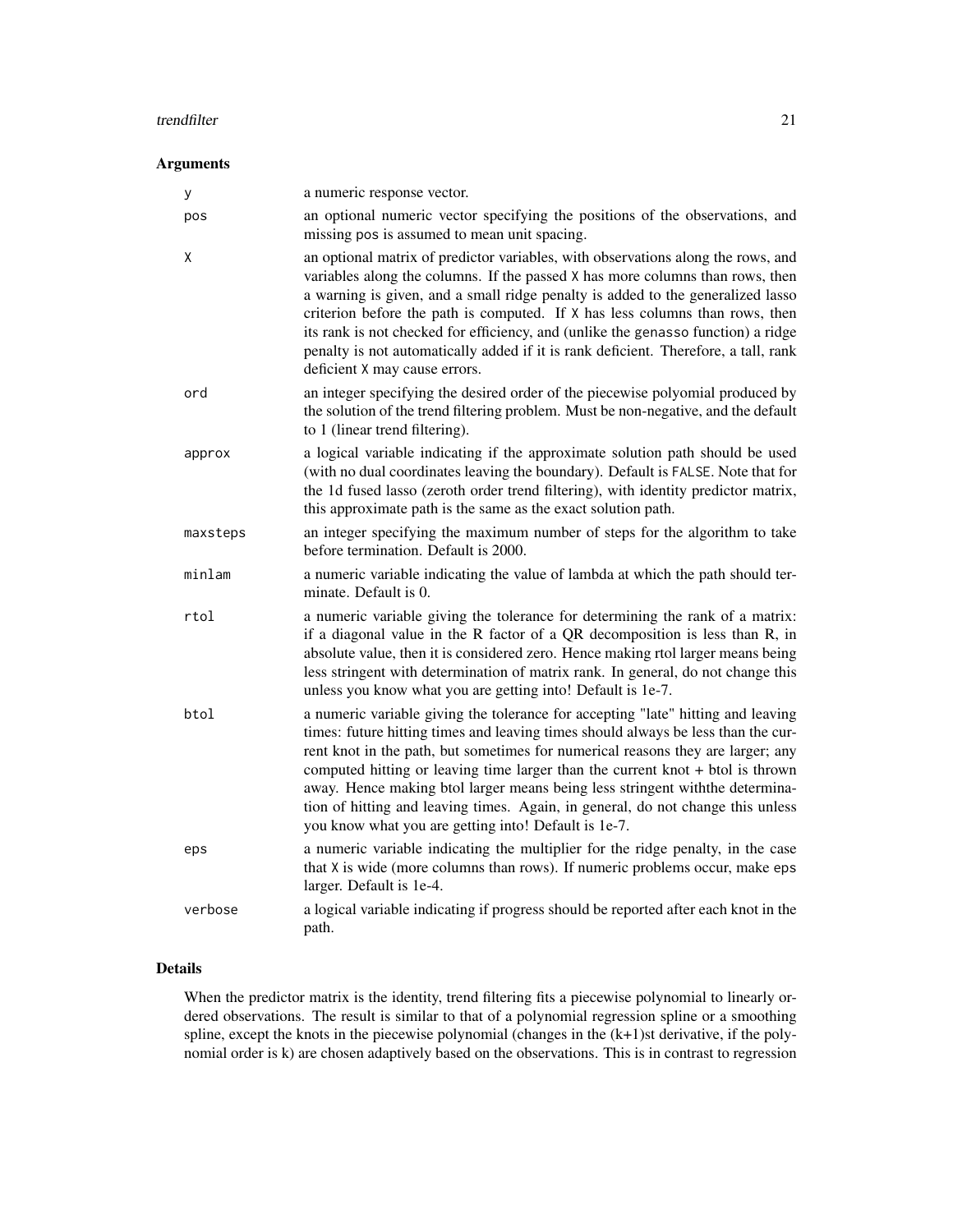## Arguments

| | |
|---|---|
| `y` | a numeric response vector. |
| `pos` | an optional numeric vector specifying the positions of the observations, and missing `pos` is assumed to mean unit spacing. |
| `X` | an optional matrix of predictor variables, with observations along the rows, and variables along the columns. If the passed `X` has more columns than rows, then a warning is given, and a small ridge penalty is added to the generalized lasso criterion before the path is computed. If `X` has less columns than rows, then its rank is not checked for efficiency, and (unlike the `genasso` function) a ridge penalty is not automatically added if it is rank deficient. Therefore, a tall, rank deficient `X` may cause errors. |
| `ord` | an integer specifying the desired order of the piecewise polyomial produced by the solution of the trend filtering problem. Must be non-negative, and the default to 1 (linear trend filtering). |
| `approx` | a logical variable indicating if the approximate solution path should be used (with no dual coordinates leaving the boundary). Default is `FALSE`. Note that for the 1d fused lasso (zeroth order trend filtering), with identity predictor matrix, this approximate path is the same as the exact solution path. |
| `maxsteps` | an integer specifying the maximum number of steps for the algorithm to take before termination. Default is 2000. |
| `minlam` | a numeric variable indicating the value of lambda at which the path should terminate. Default is 0. |
| `rtol` | a numeric variable giving the tolerance for determining the rank of a matrix: if a diagonal value in the R factor of a QR decomposition is less than R, in absolute value, then it is considered zero. Hence making rtol larger means being less stringent with determination of matrix rank. In general, do not change this unless you know what you are getting into! Default is 1e-7. |
| `btol` | a numeric variable giving the tolerance for accepting "late" hitting and leaving times: future hitting times and leaving times should always be less than the current knot in the path, but sometimes for numerical reasons they are larger; any computed hitting or leaving time larger than the current knot + btol is thrown away. Hence making btol larger means being less stringent withthe determination of hitting and leaving times. Again, in general, do not change this unless you know what you are getting into! Default is 1e-7. |
| `eps` | a numeric variable indicating the multiplier for the ridge penalty, in the case that `X` is wide (more columns than rows). If numeric problems occur, make `eps` larger. Default is 1e-4. |
| `verbose` | a logical variable indicating if progress should be reported after each knot in the path. |

## Details

When the predictor matrix is the identity, trend filtering fits a piecewise polynomial to linearly ordered observations. The result is similar to that of a polynomial regression spline or a smoothing spline, except the knots in the piecewise polynomial (changes in the (k+1)st derivative, if the polynomial order is k) are chosen adaptively based on the observations. This is in contrast to regression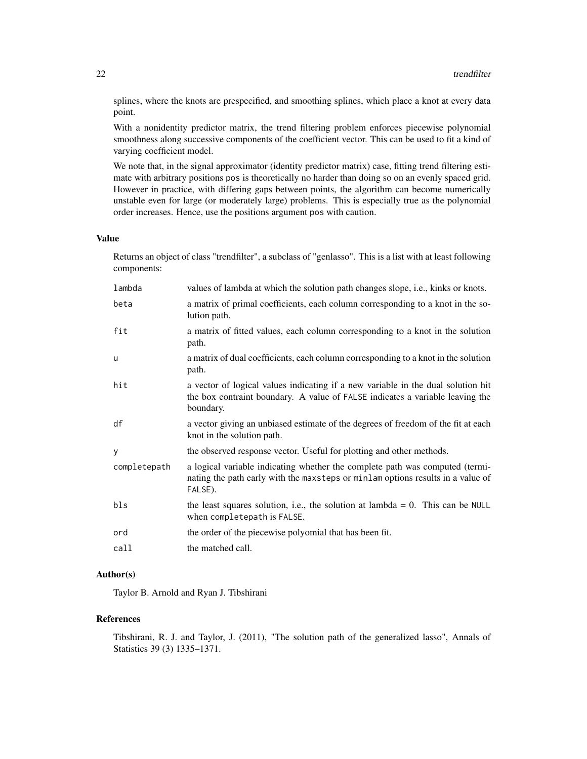splines, where the knots are prespecified, and smoothing splines, which place a knot at every data point.

With a nonidentity predictor matrix, the trend filtering problem enforces piecewise polynomial smoothness along successive components of the coefficient vector. This can be used to fit a kind of varying coefficient model.

We note that, in the signal approximator (identity predictor matrix) case, fitting trend filtering estimate with arbitrary positions `pos` is theoretically no harder than doing so on an evenly spaced grid. However in practice, with differing gaps between points, the algorithm can become numerically unstable even for large (or moderately large) problems. This is especially true as the polynomial order increases. Hence, use the positions argument `pos` with caution.

### Value

Returns an object of class "trendfilter", a subclass of "genlasso". This is a list with at least following components:

| | |
|---|---|
| `lambda` | values of lambda at which the solution path changes slope, i.e., kinks or knots. |
| `beta` | a matrix of primal coefficients, each column corresponding to a knot in the solution path. |
| `fit` | a matrix of fitted values, each column corresponding to a knot in the solution path. |
| `u` | a matrix of dual coefficients, each column corresponding to a knot in the solution path. |
| `hit` | a vector of logical values indicating if a new variable in the dual solution hit the box contraint boundary. A value of `FALSE` indicates a variable leaving the boundary. |
| `df` | a vector giving an unbiased estimate of the degrees of freedom of the fit at each knot in the solution path. |
| `y` | the observed response vector. Useful for plotting and other methods. |
| `completepath` | a logical variable indicating whether the complete path was computed (terminating the path early with the `maxsteps` or `minlam` options results in a value of `FALSE`). |
| `bls` | the least squares solution, i.e., the solution at lambda = 0. This can be `NULL` when `completepath` is `FALSE`. |
| `ord` | the order of the piecewise polyomial that has been fit. |
| `call` | the matched call. |

### Author(s)

Taylor B. Arnold and Ryan J. Tibshirani

### References

Tibshirani, R. J. and Taylor, J. (2011), "The solution path of the generalized lasso", Annals of Statistics 39 (3) 1335–1371.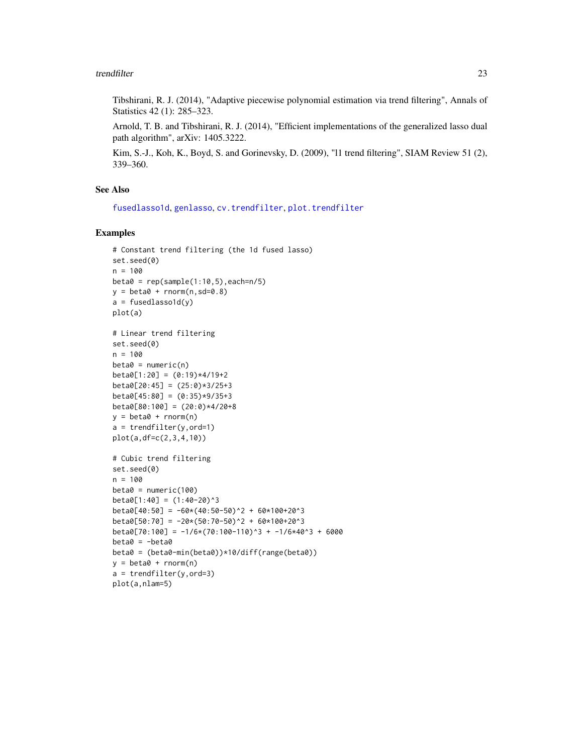Tibshirani, R. J. (2014), "Adaptive piecewise polynomial estimation via trend filtering", Annals of Statistics 42 (1): 285–323.

Arnold, T. B. and Tibshirani, R. J. (2014), "Efficient implementations of the generalized lasso dual path algorithm", arXiv: 1405.3222.

Kim, S.-J., Koh, K., Boyd, S. and Gorinevsky, D. (2009), "l1 trend filtering", SIAM Review 51 (2), 339–360.

## See Also

fusedlasso1d, genlasso, cv.trendfilter, plot.trendfilter

## Examples

```
# Constant trend filtering (the 1d fused lasso)
set.seed(0)
n = 100
beta0 = rep(sample(1:10,5),each=n/5)
y = beta0 + rnorm(n,sd=0.8)
a = fusedlasso1d(y)
plot(a)

# Linear trend filtering
set.seed(0)
n = 100
beta0 = numeric(n)
beta0[1:20] = (0:19)*4/19+2
beta0[20:45] = (25:0)*3/25+3
beta0[45:80] = (0:35)*9/35+3
beta0[80:100] = (20:0)*4/20+8
y = beta0 + rnorm(n)
a = trendfilter(y,ord=1)
plot(a,df=c(2,3,4,10))

# Cubic trend filtering
set.seed(0)
n = 100
beta0 = numeric(100)
beta0[1:40] = (1:40-20)^3
beta0[40:50] = -60*(40:50-50)^2 + 60*100+20^3
beta0[50:70] = -20*(50:70-50)^2 + 60*100+20^3
beta0[70:100] = -1/6*(70:100-110)^3 + -1/6*40^3 + 6000
beta0 = -beta0
beta0 = (beta0-min(beta0))*10/diff(range(beta0))
y = beta0 + rnorm(n)
a = trendfilter(y,ord=3)
plot(a,nlam=5)
```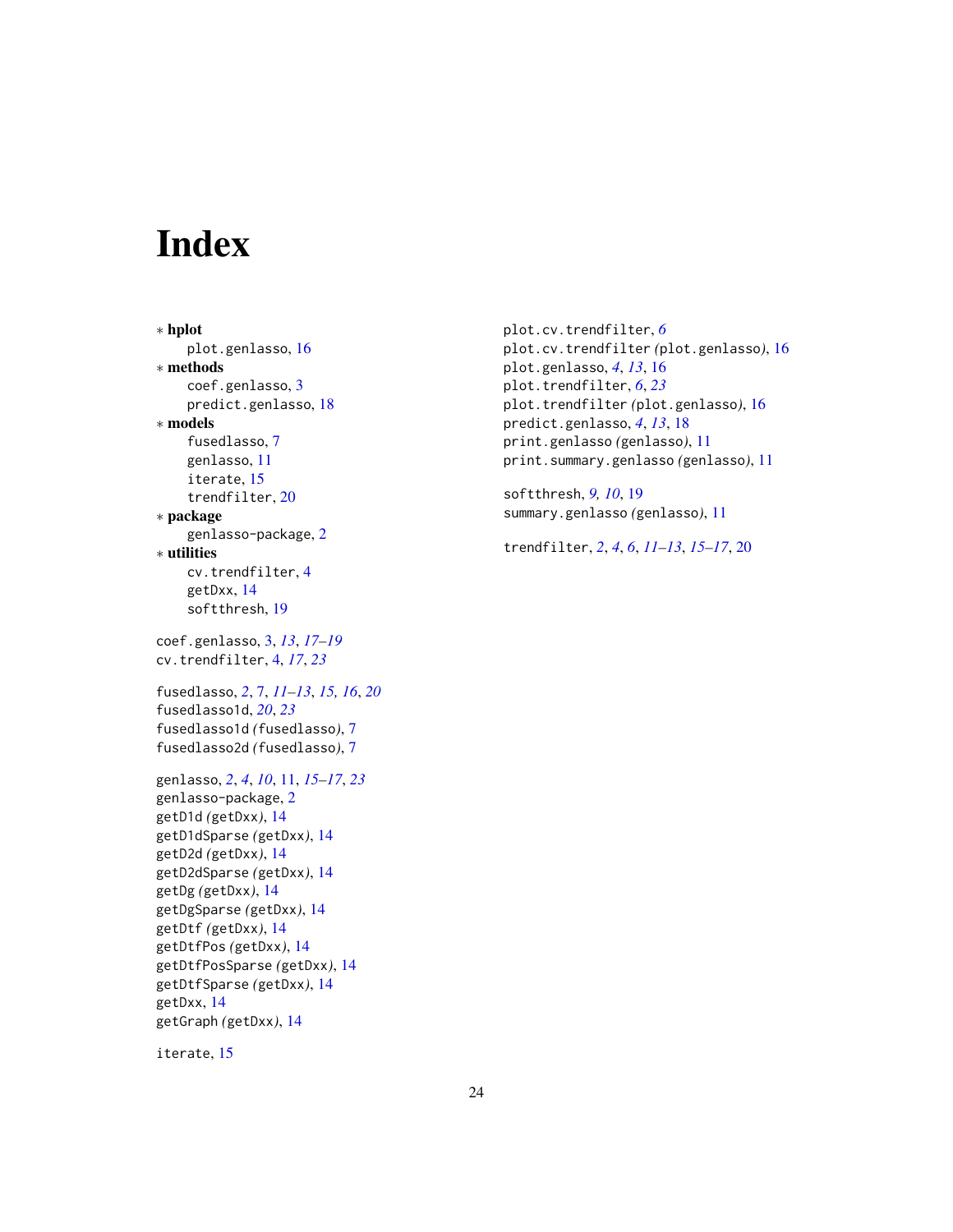# Index

∗ **hplot**
    plot.genlasso, 16
∗ **methods**
    coef.genlasso, 3
    predict.genlasso, 18
∗ **models**
    fusedlasso, 7
    genlasso, 11
    iterate, 15
    trendfilter, 20
∗ **package**
    genlasso-package, 2
∗ **utilities**
    cv.trendfilter, 4
    getDxx, 14
    softthresh, 19

coef.genlasso, 3, *13*, *17–19*
cv.trendfilter, 4, *17*, *23*

fusedlasso, *2*, 7, *11–13*, *15, 16*, *20*
fusedlasso1d, *20*, *23*
fusedlasso1d *(*fusedlasso*)*, 7
fusedlasso2d *(*fusedlasso*)*, 7

genlasso, *2*, *4*, *10*, 11, *15–17*, *23*
genlasso-package, 2
getD1d *(*getDxx*)*, 14
getD1dSparse *(*getDxx*)*, 14
getD2d *(*getDxx*)*, 14
getD2dSparse *(*getDxx*)*, 14
getDg *(*getDxx*)*, 14
getDgSparse *(*getDxx*)*, 14
getDtf *(*getDxx*)*, 14
getDtfPos *(*getDxx*)*, 14
getDtfPosSparse *(*getDxx*)*, 14
getDtfSparse *(*getDxx*)*, 14
getDxx, 14
getGraph *(*getDxx*)*, 14

iterate, 15

plot.cv.trendfilter, *6*
plot.cv.trendfilter *(*plot.genlasso*)*, 16
plot.genlasso, *4*, *13*, 16
plot.trendfilter, *6*, *23*
plot.trendfilter *(*plot.genlasso*)*, 16
predict.genlasso, *4*, *13*, 18
print.genlasso *(*genlasso*)*, 11
print.summary.genlasso *(*genlasso*)*, 11

softthresh, *9, 10*, 19
summary.genlasso *(*genlasso*)*, 11

trendfilter, *2*, *4*, *6*, *11–13*, *15–17*, 20